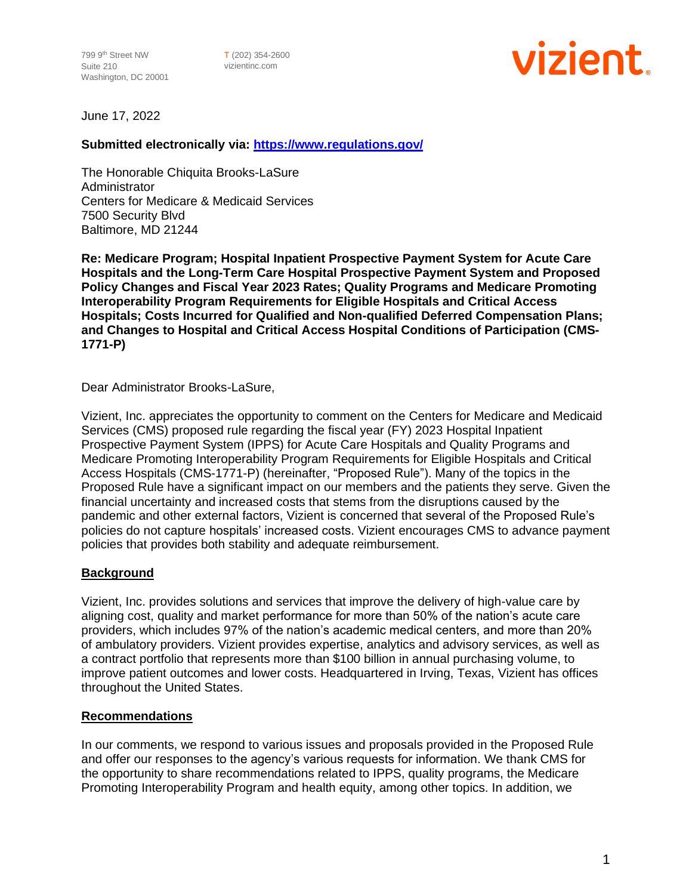799 9th Street NW
Suite 210
Washington, DC 20001

T (202) 354-2600
vizientinc.com

vizient

June 17, 2022

**Submitted electronically via: https://www.regulations.gov/**

The Honorable Chiquita Brooks-LaSure
Administrator
Centers for Medicare & Medicaid Services
7500 Security Blvd
Baltimore, MD 21244

**Re: Medicare Program; Hospital Inpatient Prospective Payment System for Acute Care Hospitals and the Long-Term Care Hospital Prospective Payment System and Proposed Policy Changes and Fiscal Year 2023 Rates; Quality Programs and Medicare Promoting Interoperability Program Requirements for Eligible Hospitals and Critical Access Hospitals; Costs Incurred for Qualified and Non-qualified Deferred Compensation Plans; and Changes to Hospital and Critical Access Hospital Conditions of Participation (CMS-1771-P)**

Dear Administrator Brooks-LaSure,

Vizient, Inc. appreciates the opportunity to comment on the Centers for Medicare and Medicaid Services (CMS) proposed rule regarding the fiscal year (FY) 2023 Hospital Inpatient Prospective Payment System (IPPS) for Acute Care Hospitals and Quality Programs and Medicare Promoting Interoperability Program Requirements for Eligible Hospitals and Critical Access Hospitals (CMS-1771-P) (hereinafter, "Proposed Rule"). Many of the topics in the Proposed Rule have a significant impact on our members and the patients they serve. Given the financial uncertainty and increased costs that stems from the disruptions caused by the pandemic and other external factors, Vizient is concerned that several of the Proposed Rule's policies do not capture hospitals' increased costs. Vizient encourages CMS to advance payment policies that provides both stability and adequate reimbursement.

## Background

Vizient, Inc. provides solutions and services that improve the delivery of high-value care by aligning cost, quality and market performance for more than 50% of the nation's acute care providers, which includes 97% of the nation's academic medical centers, and more than 20% of ambulatory providers. Vizient provides expertise, analytics and advisory services, as well as a contract portfolio that represents more than $100 billion in annual purchasing volume, to improve patient outcomes and lower costs. Headquartered in Irving, Texas, Vizient has offices throughout the United States.

## Recommendations

In our comments, we respond to various issues and proposals provided in the Proposed Rule and offer our responses to the agency's various requests for information. We thank CMS for the opportunity to share recommendations related to IPPS, quality programs, the Medicare Promoting Interoperability Program and health equity, among other topics. In addition, we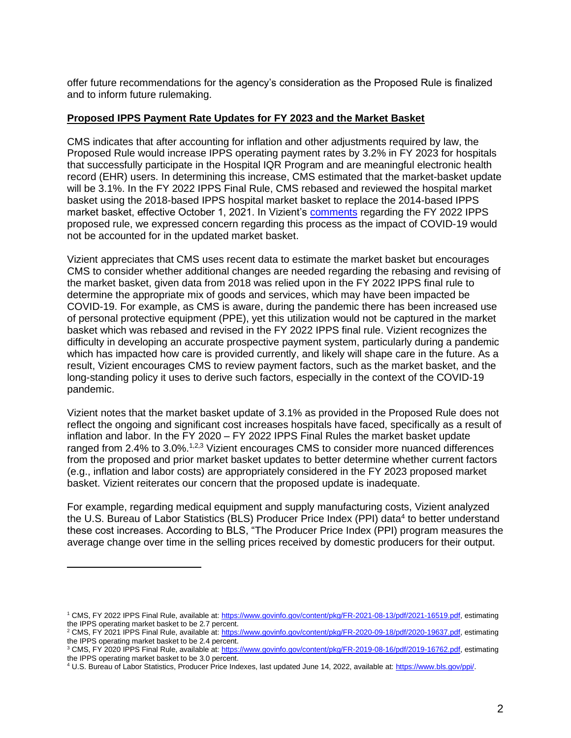offer future recommendations for the agency's consideration as the Proposed Rule is finalized and to inform future rulemaking.

**Proposed IPPS Payment Rate Updates for FY 2023 and the Market Basket**

CMS indicates that after accounting for inflation and other adjustments required by law, the Proposed Rule would increase IPPS operating payment rates by 3.2% in FY 2023 for hospitals that successfully participate in the Hospital IQR Program and are meaningful electronic health record (EHR) users. In determining this increase, CMS estimated that the market-basket update will be 3.1%. In the FY 2022 IPPS Final Rule, CMS rebased and reviewed the hospital market basket using the 2018-based IPPS hospital market basket to replace the 2014-based IPPS market basket, effective October 1, 2021. In Vizient's comments regarding the FY 2022 IPPS proposed rule, we expressed concern regarding this process as the impact of COVID-19 would not be accounted for in the updated market basket.

Vizient appreciates that CMS uses recent data to estimate the market basket but encourages CMS to consider whether additional changes are needed regarding the rebasing and revising of the market basket, given data from 2018 was relied upon in the FY 2022 IPPS final rule to determine the appropriate mix of goods and services, which may have been impacted be COVID-19. For example, as CMS is aware, during the pandemic there has been increased use of personal protective equipment (PPE), yet this utilization would not be captured in the market basket which was rebased and revised in the FY 2022 IPPS final rule. Vizient recognizes the difficulty in developing an accurate prospective payment system, particularly during a pandemic which has impacted how care is provided currently, and likely will shape care in the future. As a result, Vizient encourages CMS to review payment factors, such as the market basket, and the long-standing policy it uses to derive such factors, especially in the context of the COVID-19 pandemic.

Vizient notes that the market basket update of 3.1% as provided in the Proposed Rule does not reflect the ongoing and significant cost increases hospitals have faced, specifically as a result of inflation and labor. In the FY 2020 – FY 2022 IPPS Final Rules the market basket update ranged from 2.4% to 3.0%.[1,2,3] Vizient encourages CMS to consider more nuanced differences from the proposed and prior market basket updates to better determine whether current factors (e.g., inflation and labor costs) are appropriately considered in the FY 2023 proposed market basket. Vizient reiterates our concern that the proposed update is inadequate.

For example, regarding medical equipment and supply manufacturing costs, Vizient analyzed the U.S. Bureau of Labor Statistics (BLS) Producer Price Index (PPI) data[4] to better understand these cost increases. According to BLS, "The Producer Price Index (PPI) program measures the average change over time in the selling prices received by domestic producers for their output.

---

[1] CMS, FY 2022 IPPS Final Rule, available at: https://www.govinfo.gov/content/pkg/FR-2021-08-13/pdf/2021-16519.pdf, estimating the IPPS operating market basket to be 2.7 percent.

[2] CMS, FY 2021 IPPS Final Rule, available at: https://www.govinfo.gov/content/pkg/FR-2020-09-18/pdf/2020-19637.pdf, estimating the IPPS operating market basket to be 2.4 percent.

[3] CMS, FY 2020 IPPS Final Rule, available at: https://www.govinfo.gov/content/pkg/FR-2019-08-16/pdf/2019-16762.pdf, estimating the IPPS operating market basket to be 3.0 percent.

[4] U.S. Bureau of Labor Statistics, Producer Price Indexes, last updated June 14, 2022, available at: https://www.bls.gov/ppi/.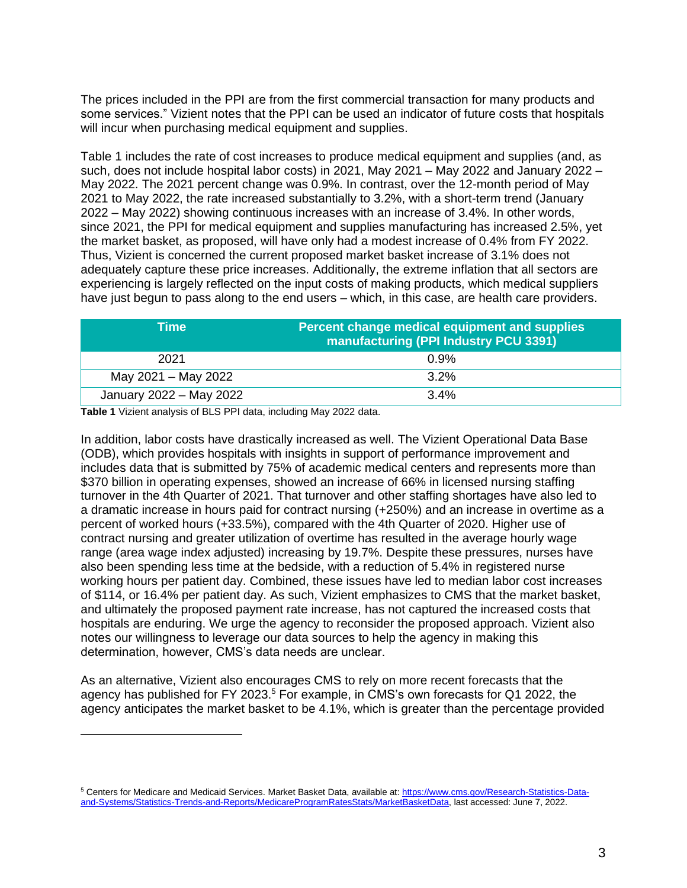The prices included in the PPI are from the first commercial transaction for many products and some services." Vizient notes that the PPI can be used an indicator of future costs that hospitals will incur when purchasing medical equipment and supplies.

Table 1 includes the rate of cost increases to produce medical equipment and supplies (and, as such, does not include hospital labor costs) in 2021, May 2021 – May 2022 and January 2022 – May 2022. The 2021 percent change was 0.9%. In contrast, over the 12-month period of May 2021 to May 2022, the rate increased substantially to 3.2%, with a short-term trend (January 2022 – May 2022) showing continuous increases with an increase of 3.4%. In other words, since 2021, the PPI for medical equipment and supplies manufacturing has increased 2.5%, yet the market basket, as proposed, will have only had a modest increase of 0.4% from FY 2022. Thus, Vizient is concerned the current proposed market basket increase of 3.1% does not adequately capture these price increases. Additionally, the extreme inflation that all sectors are experiencing is largely reflected on the input costs of making products, which medical suppliers have just begun to pass along to the end users – which, in this case, are health care providers.

| Time | Percent change medical equipment and supplies manufacturing (PPI Industry PCU 3391) |
|---|---|
| 2021 | 0.9% |
| May 2021 – May 2022 | 3.2% |
| January 2022 – May 2022 | 3.4% |

**Table 1** Vizient analysis of BLS PPI data, including May 2022 data.

In addition, labor costs have drastically increased as well. The Vizient Operational Data Base (ODB), which provides hospitals with insights in support of performance improvement and includes data that is submitted by 75% of academic medical centers and represents more than $370 billion in operating expenses, showed an increase of 66% in licensed nursing staffing turnover in the 4th Quarter of 2021. That turnover and other staffing shortages have also led to a dramatic increase in hours paid for contract nursing (+250%) and an increase in overtime as a percent of worked hours (+33.5%), compared with the 4th Quarter of 2020. Higher use of contract nursing and greater utilization of overtime has resulted in the average hourly wage range (area wage index adjusted) increasing by 19.7%. Despite these pressures, nurses have also been spending less time at the bedside, with a reduction of 5.4% in registered nurse working hours per patient day. Combined, these issues have led to median labor cost increases of $114, or 16.4% per patient day. As such, Vizient emphasizes to CMS that the market basket, and ultimately the proposed payment rate increase, has not captured the increased costs that hospitals are enduring. We urge the agency to reconsider the proposed approach. Vizient also notes our willingness to leverage our data sources to help the agency in making this determination, however, CMS's data needs are unclear.

As an alternative, Vizient also encourages CMS to rely on more recent forecasts that the agency has published for FY 2023.[5] For example, in CMS's own forecasts for Q1 2022, the agency anticipates the market basket to be 4.1%, which is greater than the percentage provided

[5] Centers for Medicare and Medicaid Services. Market Basket Data, available at: https://www.cms.gov/Research-Statistics-Data-and-Systems/Statistics-Trends-and-Reports/MedicareProgramRatesStats/MarketBasketData, last accessed: June 7, 2022.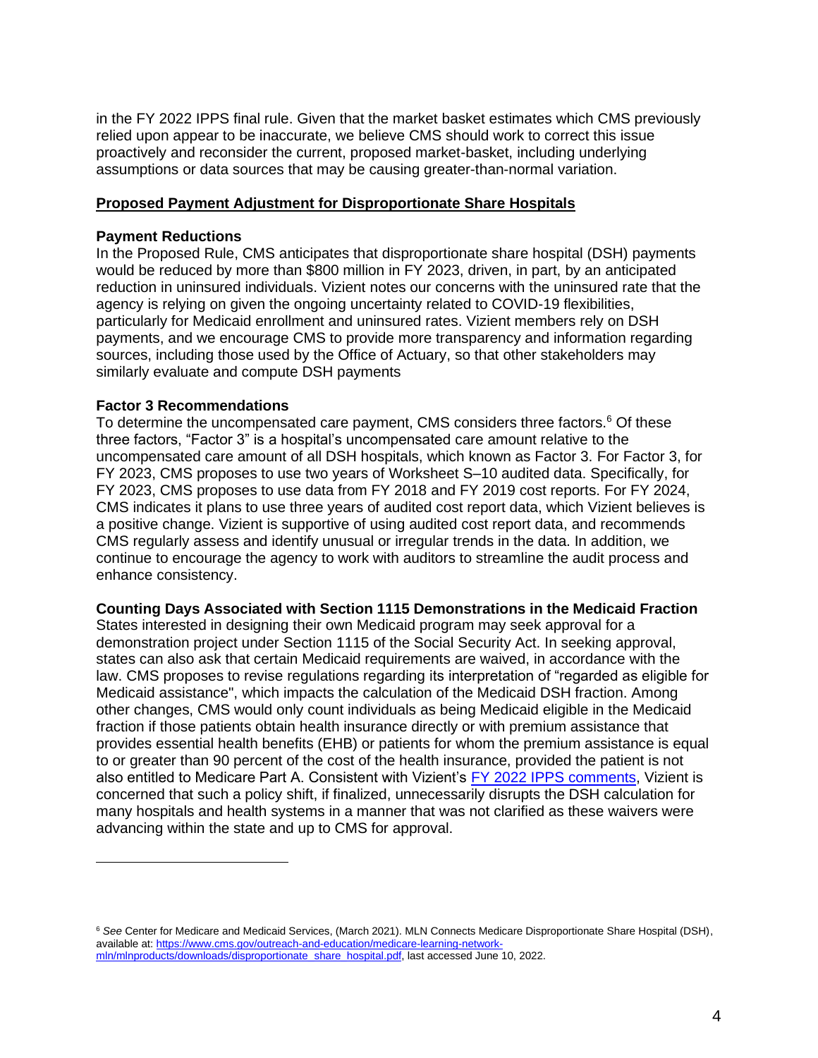in the FY 2022 IPPS final rule. Given that the market basket estimates which CMS previously relied upon appear to be inaccurate, we believe CMS should work to correct this issue proactively and reconsider the current, proposed market-basket, including underlying assumptions or data sources that may be causing greater-than-normal variation.

## Proposed Payment Adjustment for Disproportionate Share Hospitals

### Payment Reductions

In the Proposed Rule, CMS anticipates that disproportionate share hospital (DSH) payments would be reduced by more than $800 million in FY 2023, driven, in part, by an anticipated reduction in uninsured individuals. Vizient notes our concerns with the uninsured rate that the agency is relying on given the ongoing uncertainty related to COVID-19 flexibilities, particularly for Medicaid enrollment and uninsured rates. Vizient members rely on DSH payments, and we encourage CMS to provide more transparency and information regarding sources, including those used by the Office of Actuary, so that other stakeholders may similarly evaluate and compute DSH payments

### Factor 3 Recommendations

To determine the uncompensated care payment, CMS considers three factors.[6] Of these three factors, "Factor 3" is a hospital's uncompensated care amount relative to the uncompensated care amount of all DSH hospitals, which known as Factor 3. For Factor 3, for FY 2023, CMS proposes to use two years of Worksheet S–10 audited data. Specifically, for FY 2023, CMS proposes to use data from FY 2018 and FY 2019 cost reports. For FY 2024, CMS indicates it plans to use three years of audited cost report data, which Vizient believes is a positive change. Vizient is supportive of using audited cost report data, and recommends CMS regularly assess and identify unusual or irregular trends in the data. In addition, we continue to encourage the agency to work with auditors to streamline the audit process and enhance consistency.

### Counting Days Associated with Section 1115 Demonstrations in the Medicaid Fraction

States interested in designing their own Medicaid program may seek approval for a demonstration project under Section 1115 of the Social Security Act. In seeking approval, states can also ask that certain Medicaid requirements are waived, in accordance with the law. CMS proposes to revise regulations regarding its interpretation of "regarded as eligible for Medicaid assistance", which impacts the calculation of the Medicaid DSH fraction. Among other changes, CMS would only count individuals as being Medicaid eligible in the Medicaid fraction if those patients obtain health insurance directly or with premium assistance that provides essential health benefits (EHB) or patients for whom the premium assistance is equal to or greater than 90 percent of the cost of the health insurance, provided the patient is not also entitled to Medicare Part A. Consistent with Vizient's FY 2022 IPPS comments, Vizient is concerned that such a policy shift, if finalized, unnecessarily disrupts the DSH calculation for many hospitals and health systems in a manner that was not clarified as these waivers were advancing within the state and up to CMS for approval.

---

[6] *See* Center for Medicare and Medicaid Services, (March 2021). MLN Connects Medicare Disproportionate Share Hospital (DSH), available at: https://www.cms.gov/outreach-and-education/medicare-learning-network-mln/mlnproducts/downloads/disproportionate_share_hospital.pdf, last accessed June 10, 2022.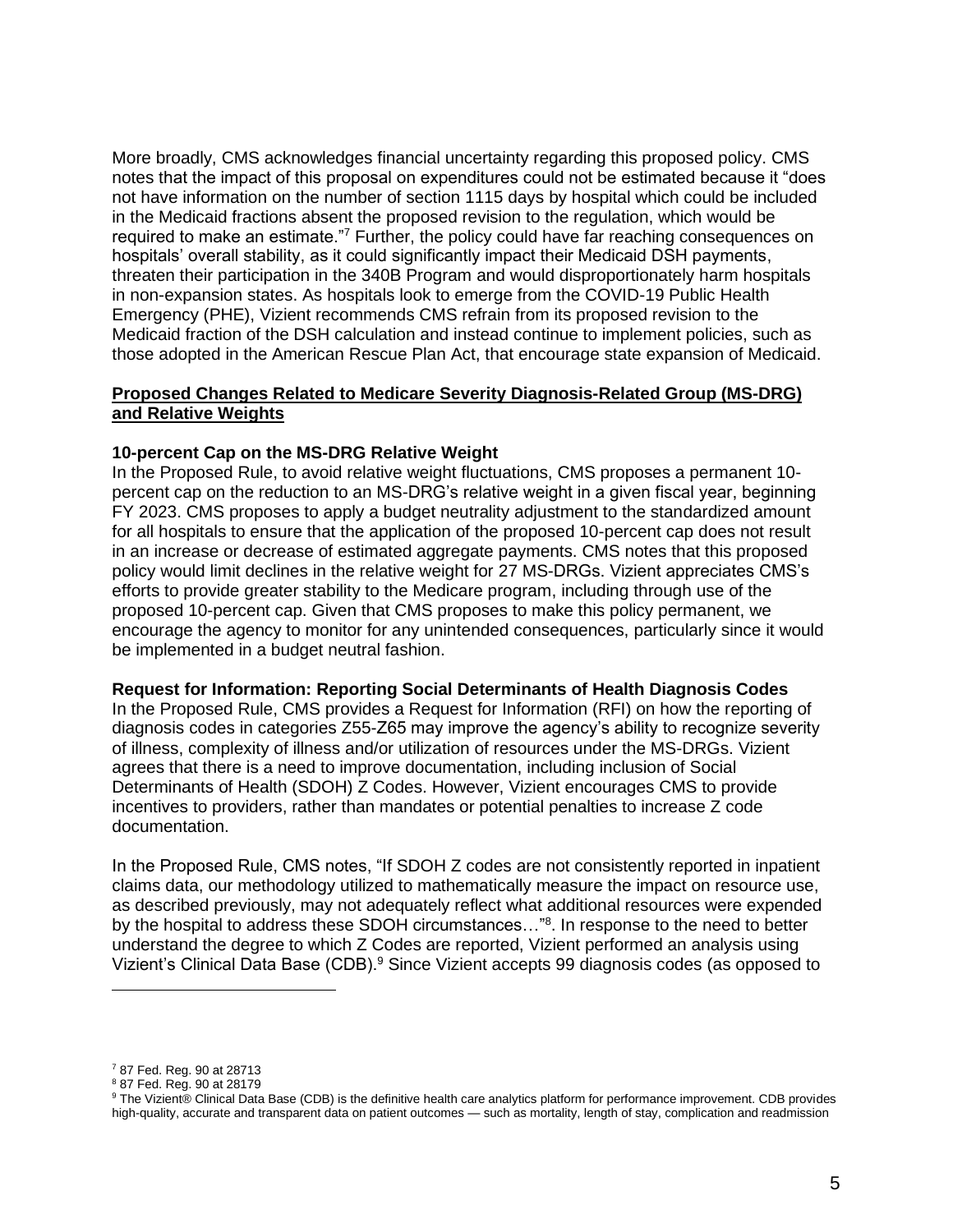More broadly, CMS acknowledges financial uncertainty regarding this proposed policy. CMS notes that the impact of this proposal on expenditures could not be estimated because it "does not have information on the number of section 1115 days by hospital which could be included in the Medicaid fractions absent the proposed revision to the regulation, which would be required to make an estimate."[7] Further, the policy could have far reaching consequences on hospitals' overall stability, as it could significantly impact their Medicaid DSH payments, threaten their participation in the 340B Program and would disproportionately harm hospitals in non-expansion states. As hospitals look to emerge from the COVID-19 Public Health Emergency (PHE), Vizient recommends CMS refrain from its proposed revision to the Medicaid fraction of the DSH calculation and instead continue to implement policies, such as those adopted in the American Rescue Plan Act, that encourage state expansion of Medicaid.

## Proposed Changes Related to Medicare Severity Diagnosis-Related Group (MS-DRG) and Relative Weights

### 10-percent Cap on the MS-DRG Relative Weight

In the Proposed Rule, to avoid relative weight fluctuations, CMS proposes a permanent 10-percent cap on the reduction to an MS-DRG's relative weight in a given fiscal year, beginning FY 2023. CMS proposes to apply a budget neutrality adjustment to the standardized amount for all hospitals to ensure that the application of the proposed 10-percent cap does not result in an increase or decrease of estimated aggregate payments. CMS notes that this proposed policy would limit declines in the relative weight for 27 MS-DRGs. Vizient appreciates CMS's efforts to provide greater stability to the Medicare program, including through use of the proposed 10-percent cap. Given that CMS proposes to make this policy permanent, we encourage the agency to monitor for any unintended consequences, particularly since it would be implemented in a budget neutral fashion.

### Request for Information: Reporting Social Determinants of Health Diagnosis Codes

In the Proposed Rule, CMS provides a Request for Information (RFI) on how the reporting of diagnosis codes in categories Z55-Z65 may improve the agency's ability to recognize severity of illness, complexity of illness and/or utilization of resources under the MS-DRGs. Vizient agrees that there is a need to improve documentation, including inclusion of Social Determinants of Health (SDOH) Z Codes. However, Vizient encourages CMS to provide incentives to providers, rather than mandates or potential penalties to increase Z code documentation.

In the Proposed Rule, CMS notes, "If SDOH Z codes are not consistently reported in inpatient claims data, our methodology utilized to mathematically measure the impact on resource use, as described previously, may not adequately reflect what additional resources were expended by the hospital to address these SDOH circumstances…"[8]. In response to the need to better understand the degree to which Z Codes are reported, Vizient performed an analysis using Vizient's Clinical Data Base (CDB).[9] Since Vizient accepts 99 diagnosis codes (as opposed to

---

[7] 87 Fed. Reg. 90 at 28713

[8] 87 Fed. Reg. 90 at 28179

[9] The Vizient® Clinical Data Base (CDB) is the definitive health care analytics platform for performance improvement. CDB provides high-quality, accurate and transparent data on patient outcomes — such as mortality, length of stay, complication and readmission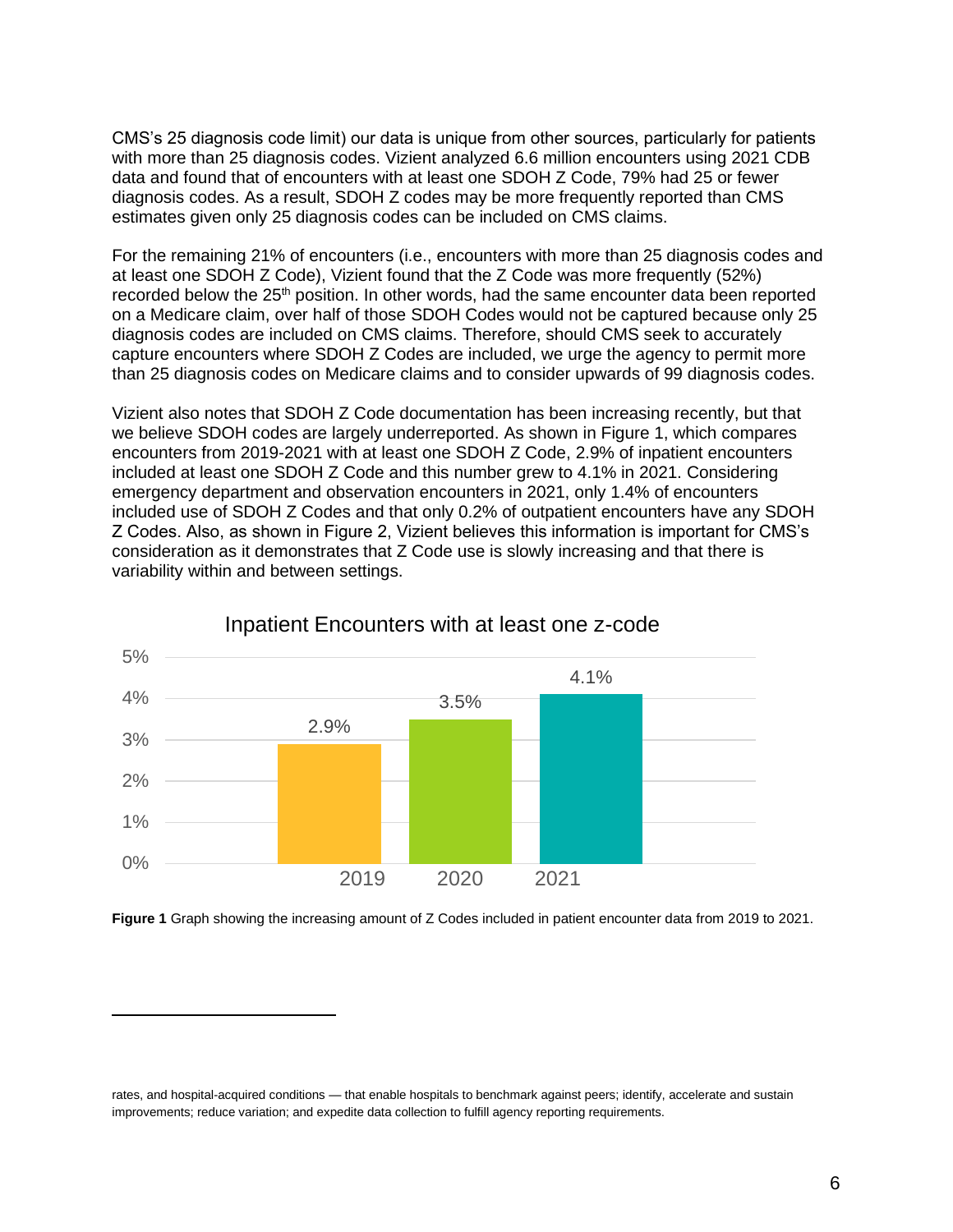CMS's 25 diagnosis code limit) our data is unique from other sources, particularly for patients with more than 25 diagnosis codes. Vizient analyzed 6.6 million encounters using 2021 CDB data and found that of encounters with at least one SDOH Z Code, 79% had 25 or fewer diagnosis codes. As a result, SDOH Z codes may be more frequently reported than CMS estimates given only 25 diagnosis codes can be included on CMS claims.

For the remaining 21% of encounters (i.e., encounters with more than 25 diagnosis codes and at least one SDOH Z Code), Vizient found that the Z Code was more frequently (52%) recorded below the 25th position. In other words, had the same encounter data been reported on a Medicare claim, over half of those SDOH Codes would not be captured because only 25 diagnosis codes are included on CMS claims. Therefore, should CMS seek to accurately capture encounters where SDOH Z Codes are included, we urge the agency to permit more than 25 diagnosis codes on Medicare claims and to consider upwards of 99 diagnosis codes.

Vizient also notes that SDOH Z Code documentation has been increasing recently, but that we believe SDOH codes are largely underreported. As shown in Figure 1, which compares encounters from 2019-2021 with at least one SDOH Z Code, 2.9% of inpatient encounters included at least one SDOH Z Code and this number grew to 4.1% in 2021. Considering emergency department and observation encounters in 2021, only 1.4% of encounters included use of SDOH Z Codes and that only 0.2% of outpatient encounters have any SDOH Z Codes. Also, as shown in Figure 2, Vizient believes this information is important for CMS's consideration as it demonstrates that Z Code use is slowly increasing and that there is variability within and between settings.

Inpatient Encounters with at least one z-code

| Year | Percent |
| --- | --- |
| 2019 | 2.9% |
| 2020 | 3.5% |
| 2021 | 4.1% |

**Figure 1** Graph showing the increasing amount of Z Codes included in patient encounter data from 2019 to 2021.

rates, and hospital-acquired conditions — that enable hospitals to benchmark against peers; identify, accelerate and sustain improvements; reduce variation; and expedite data collection to fulfill agency reporting requirements.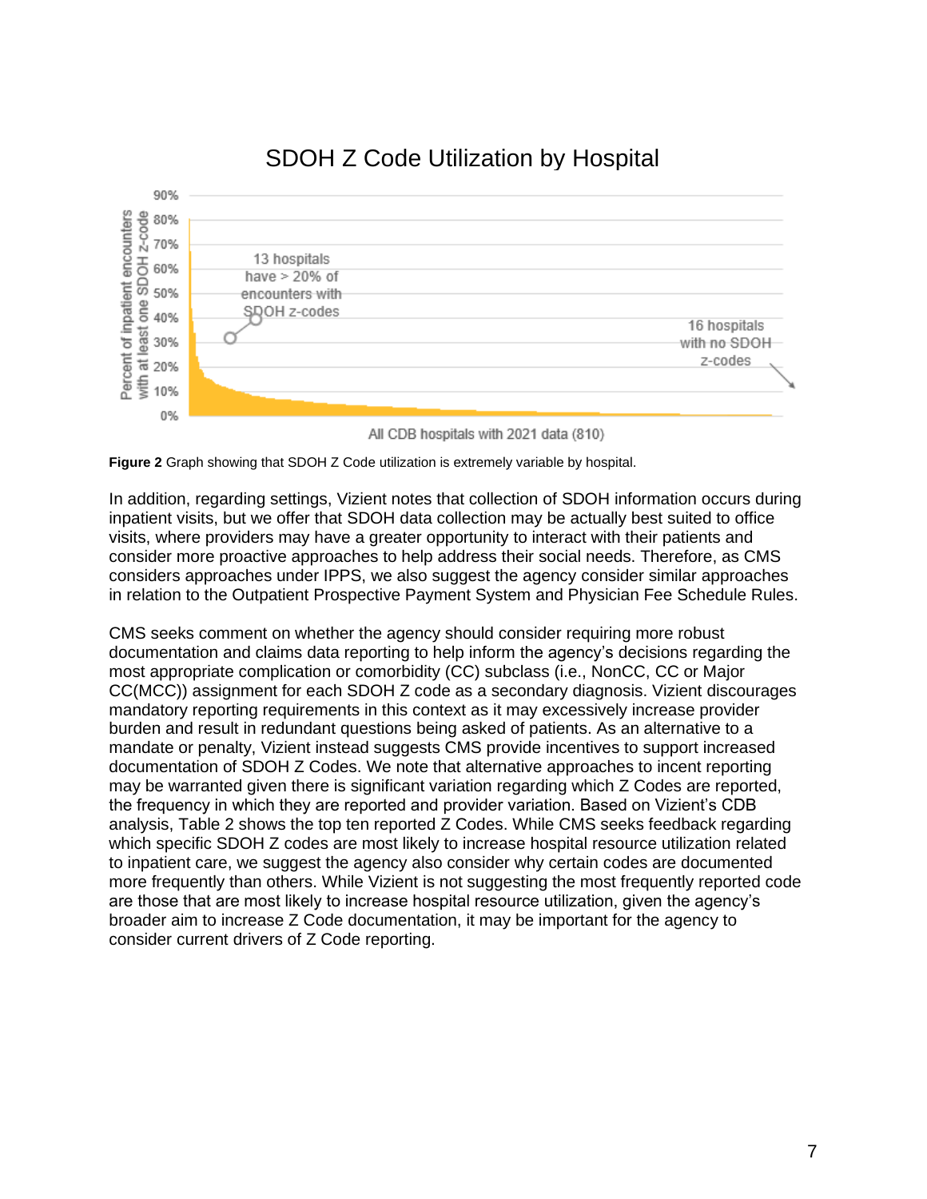**Figure 2** Graph showing that SDOH Z Code utilization is extremely variable by hospital.

In addition, regarding settings, Vizient notes that collection of SDOH information occurs during inpatient visits, but we offer that SDOH data collection may be actually best suited to office visits, where providers may have a greater opportunity to interact with their patients and consider more proactive approaches to help address their social needs. Therefore, as CMS considers approaches under IPPS, we also suggest the agency consider similar approaches in relation to the Outpatient Prospective Payment System and Physician Fee Schedule Rules.

CMS seeks comment on whether the agency should consider requiring more robust documentation and claims data reporting to help inform the agency's decisions regarding the most appropriate complication or comorbidity (CC) subclass (i.e., NonCC, CC or Major CC(MCC)) assignment for each SDOH Z code as a secondary diagnosis. Vizient discourages mandatory reporting requirements in this context as it may excessively increase provider burden and result in redundant questions being asked of patients. As an alternative to a mandate or penalty, Vizient instead suggests CMS provide incentives to support increased documentation of SDOH Z Codes. We note that alternative approaches to incent reporting may be warranted given there is significant variation regarding which Z Codes are reported, the frequency in which they are reported and provider variation. Based on Vizient's CDB analysis, Table 2 shows the top ten reported Z Codes. While CMS seeks feedback regarding which specific SDOH Z codes are most likely to increase hospital resource utilization related to inpatient care, we suggest the agency also consider why certain codes are documented more frequently than others. While Vizient is not suggesting the most frequently reported code are those that are most likely to increase hospital resource utilization, given the agency's broader aim to increase Z Code documentation, it may be important for the agency to consider current drivers of Z Code reporting.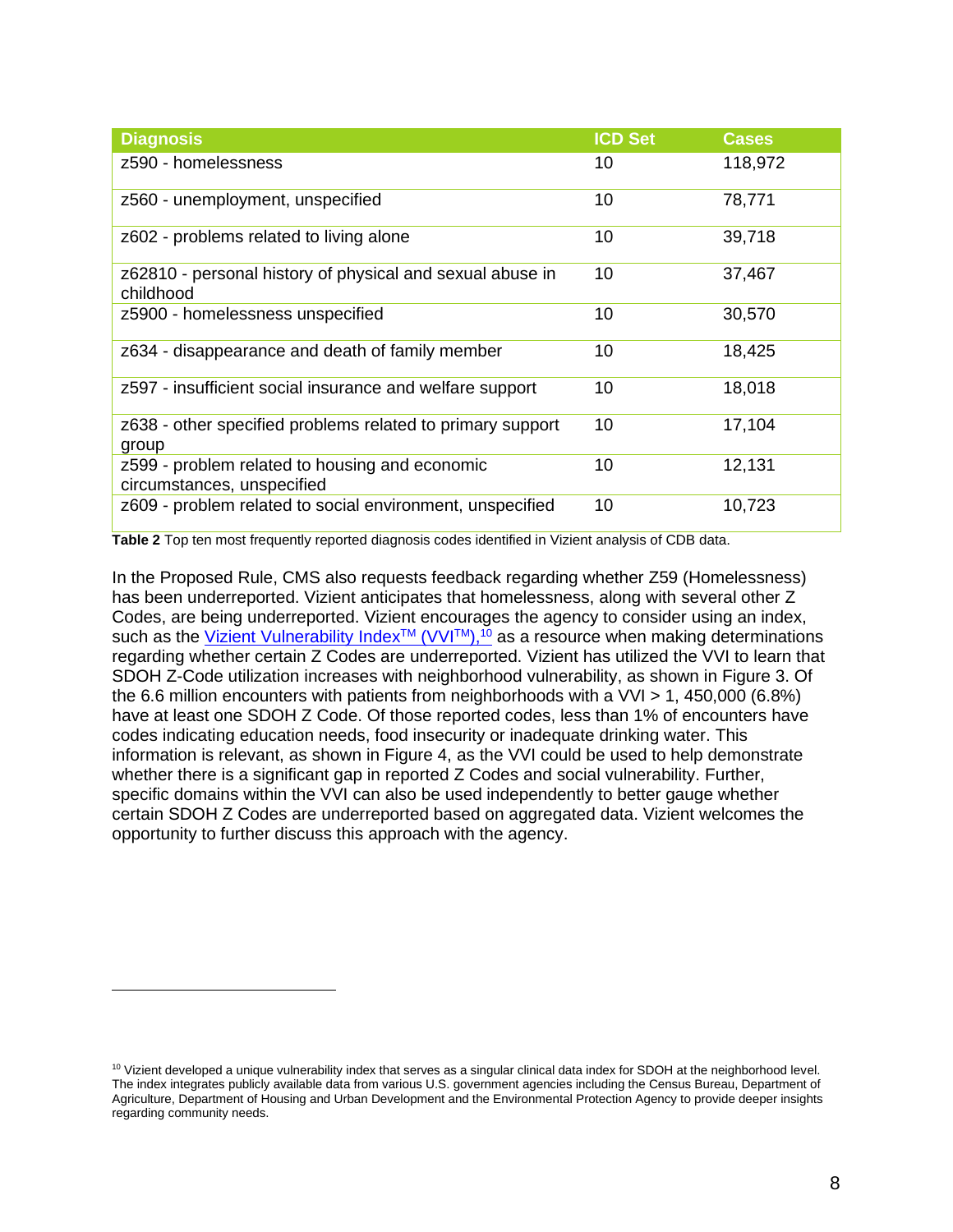| Diagnosis | ICD Set | Cases |
| --- | --- | --- |
| z590 - homelessness | 10 | 118,972 |
| z560 - unemployment, unspecified | 10 | 78,771 |
| z602 - problems related to living alone | 10 | 39,718 |
| z62810 - personal history of physical and sexual abuse in childhood | 10 | 37,467 |
| z5900 - homelessness unspecified | 10 | 30,570 |
| z634 - disappearance and death of family member | 10 | 18,425 |
| z597 - insufficient social insurance and welfare support | 10 | 18,018 |
| z638 - other specified problems related to primary support group | 10 | 17,104 |
| z599 - problem related to housing and economic circumstances, unspecified | 10 | 12,131 |
| z609 - problem related to social environment, unspecified | 10 | 10,723 |

**Table 2** Top ten most frequently reported diagnosis codes identified in Vizient analysis of CDB data.

In the Proposed Rule, CMS also requests feedback regarding whether Z59 (Homelessness) has been underreported. Vizient anticipates that homelessness, along with several other Z Codes, are being underreported. Vizient encourages the agency to consider using an index, such as the Vizient Vulnerability Index™ (VVI™),[10] as a resource when making determinations regarding whether certain Z Codes are underreported. Vizient has utilized the VVI to learn that SDOH Z-Code utilization increases with neighborhood vulnerability, as shown in Figure 3. Of the 6.6 million encounters with patients from neighborhoods with a VVI > 1, 450,000 (6.8%) have at least one SDOH Z Code. Of those reported codes, less than 1% of encounters have codes indicating education needs, food insecurity or inadequate drinking water. This information is relevant, as shown in Figure 4, as the VVI could be used to help demonstrate whether there is a significant gap in reported Z Codes and social vulnerability. Further, specific domains within the VVI can also be used independently to better gauge whether certain SDOH Z Codes are underreported based on aggregated data. Vizient welcomes the opportunity to further discuss this approach with the agency.

[10] Vizient developed a unique vulnerability index that serves as a singular clinical data index for SDOH at the neighborhood level. The index integrates publicly available data from various U.S. government agencies including the Census Bureau, Department of Agriculture, Department of Housing and Urban Development and the Environmental Protection Agency to provide deeper insights regarding community needs.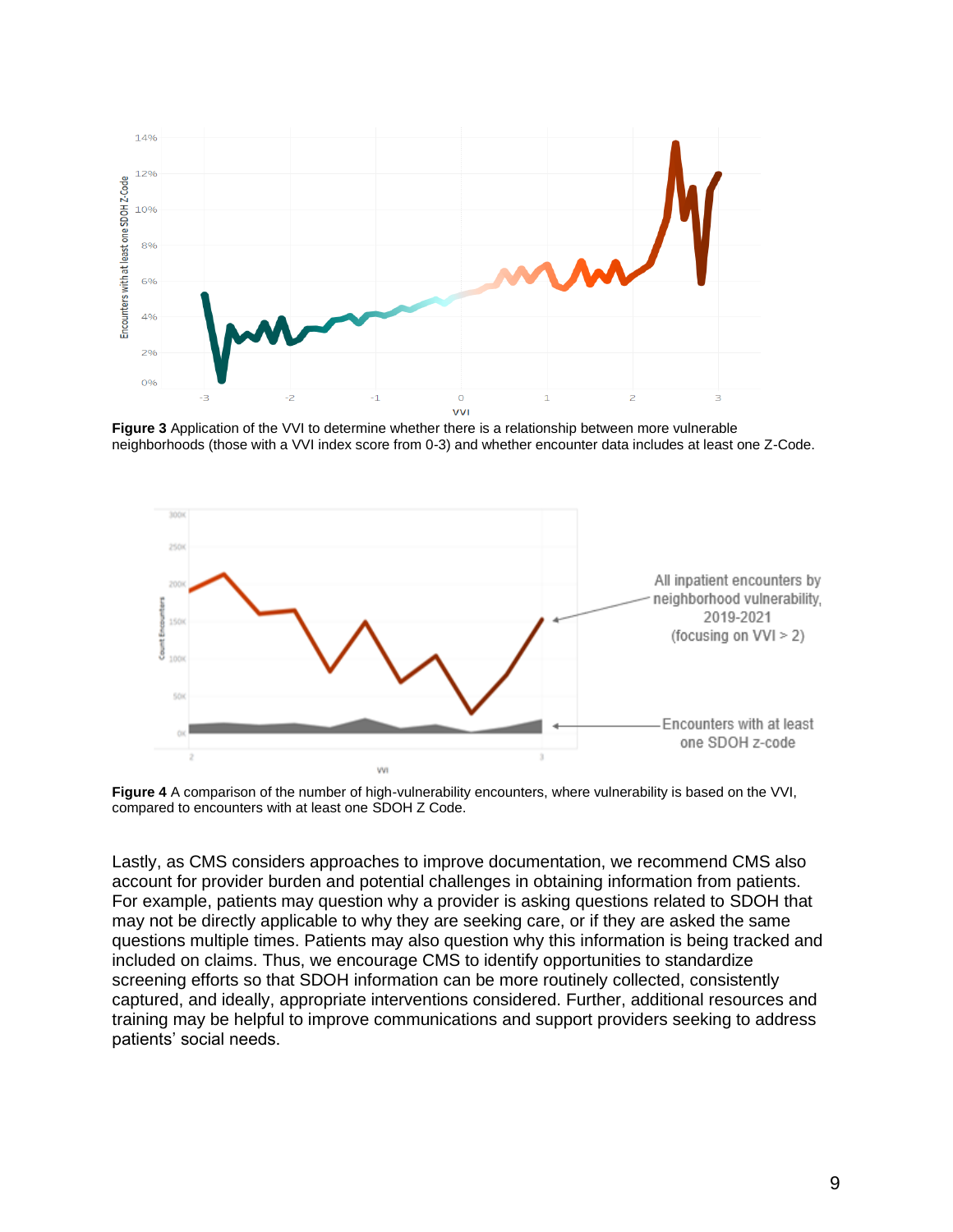**Figure 3** Application of the VVI to determine whether there is a relationship between more vulnerable neighborhoods (those with a VVI index score from 0-3) and whether encounter data includes at least one Z-Code.

**Figure 4** A comparison of the number of high-vulnerability encounters, where vulnerability is based on the VVI, compared to encounters with at least one SDOH Z Code.

Lastly, as CMS considers approaches to improve documentation, we recommend CMS also account for provider burden and potential challenges in obtaining information from patients. For example, patients may question why a provider is asking questions related to SDOH that may not be directly applicable to why they are seeking care, or if they are asked the same questions multiple times. Patients may also question why this information is being tracked and included on claims. Thus, we encourage CMS to identify opportunities to standardize screening efforts so that SDOH information can be more routinely collected, consistently captured, and ideally, appropriate interventions considered. Further, additional resources and training may be helpful to improve communications and support providers seeking to address patients' social needs.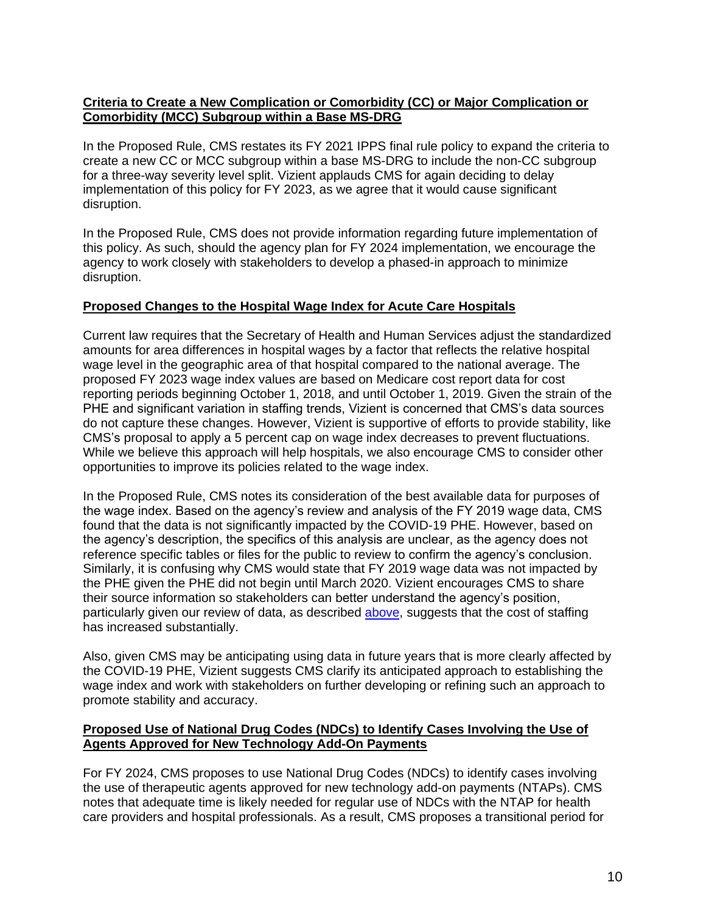**Criteria to Create a New Complication or Comorbidity (CC) or Major Complication or Comorbidity (MCC) Subgroup within a Base MS-DRG**

In the Proposed Rule, CMS restates its FY 2021 IPPS final rule policy to expand the criteria to create a new CC or MCC subgroup within a base MS-DRG to include the non-CC subgroup for a three-way severity level split. Vizient applauds CMS for again deciding to delay implementation of this policy for FY 2023, as we agree that it would cause significant disruption.

In the Proposed Rule, CMS does not provide information regarding future implementation of this policy. As such, should the agency plan for FY 2024 implementation, we encourage the agency to work closely with stakeholders to develop a phased-in approach to minimize disruption.

**Proposed Changes to the Hospital Wage Index for Acute Care Hospitals**

Current law requires that the Secretary of Health and Human Services adjust the standardized amounts for area differences in hospital wages by a factor that reflects the relative hospital wage level in the geographic area of that hospital compared to the national average. The proposed FY 2023 wage index values are based on Medicare cost report data for cost reporting periods beginning October 1, 2018, and until October 1, 2019. Given the strain of the PHE and significant variation in staffing trends, Vizient is concerned that CMS's data sources do not capture these changes. However, Vizient is supportive of efforts to provide stability, like CMS's proposal to apply a 5 percent cap on wage index decreases to prevent fluctuations. While we believe this approach will help hospitals, we also encourage CMS to consider other opportunities to improve its policies related to the wage index.

In the Proposed Rule, CMS notes its consideration of the best available data for purposes of the wage index. Based on the agency's review and analysis of the FY 2019 wage data, CMS found that the data is not significantly impacted by the COVID-19 PHE. However, based on the agency's description, the specifics of this analysis are unclear, as the agency does not reference specific tables or files for the public to review to confirm the agency's conclusion. Similarly, it is confusing why CMS would state that FY 2019 wage data was not impacted by the PHE given the PHE did not begin until March 2020. Vizient encourages CMS to share their source information so stakeholders can better understand the agency's position, particularly given our review of data, as described above, suggests that the cost of staffing has increased substantially.

Also, given CMS may be anticipating using data in future years that is more clearly affected by the COVID-19 PHE, Vizient suggests CMS clarify its anticipated approach to establishing the wage index and work with stakeholders on further developing or refining such an approach to promote stability and accuracy.

**Proposed Use of National Drug Codes (NDCs) to Identify Cases Involving the Use of Agents Approved for New Technology Add-On Payments**

For FY 2024, CMS proposes to use National Drug Codes (NDCs) to identify cases involving the use of therapeutic agents approved for new technology add-on payments (NTAPs). CMS notes that adequate time is likely needed for regular use of NDCs with the NTAP for health care providers and hospital professionals. As a result, CMS proposes a transitional period for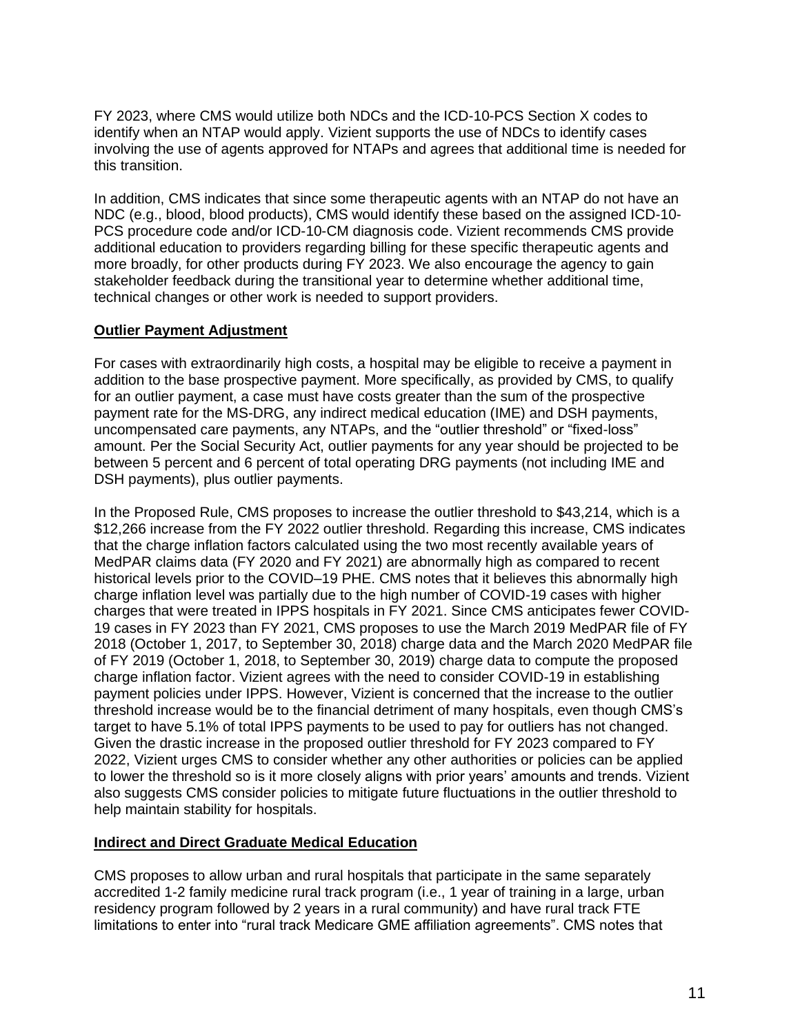FY 2023, where CMS would utilize both NDCs and the ICD-10-PCS Section X codes to identify when an NTAP would apply. Vizient supports the use of NDCs to identify cases involving the use of agents approved for NTAPs and agrees that additional time is needed for this transition.

In addition, CMS indicates that since some therapeutic agents with an NTAP do not have an NDC (e.g., blood, blood products), CMS would identify these based on the assigned ICD-10-PCS procedure code and/or ICD-10-CM diagnosis code. Vizient recommends CMS provide additional education to providers regarding billing for these specific therapeutic agents and more broadly, for other products during FY 2023. We also encourage the agency to gain stakeholder feedback during the transitional year to determine whether additional time, technical changes or other work is needed to support providers.

**Outlier Payment Adjustment**

For cases with extraordinarily high costs, a hospital may be eligible to receive a payment in addition to the base prospective payment. More specifically, as provided by CMS, to qualify for an outlier payment, a case must have costs greater than the sum of the prospective payment rate for the MS-DRG, any indirect medical education (IME) and DSH payments, uncompensated care payments, any NTAPs, and the "outlier threshold" or "fixed-loss" amount. Per the Social Security Act, outlier payments for any year should be projected to be between 5 percent and 6 percent of total operating DRG payments (not including IME and DSH payments), plus outlier payments.

In the Proposed Rule, CMS proposes to increase the outlier threshold to $43,214, which is a $12,266 increase from the FY 2022 outlier threshold. Regarding this increase, CMS indicates that the charge inflation factors calculated using the two most recently available years of MedPAR claims data (FY 2020 and FY 2021) are abnormally high as compared to recent historical levels prior to the COVID–19 PHE. CMS notes that it believes this abnormally high charge inflation level was partially due to the high number of COVID-19 cases with higher charges that were treated in IPPS hospitals in FY 2021. Since CMS anticipates fewer COVID-19 cases in FY 2023 than FY 2021, CMS proposes to use the March 2019 MedPAR file of FY 2018 (October 1, 2017, to September 30, 2018) charge data and the March 2020 MedPAR file of FY 2019 (October 1, 2018, to September 30, 2019) charge data to compute the proposed charge inflation factor. Vizient agrees with the need to consider COVID-19 in establishing payment policies under IPPS. However, Vizient is concerned that the increase to the outlier threshold increase would be to the financial detriment of many hospitals, even though CMS's target to have 5.1% of total IPPS payments to be used to pay for outliers has not changed. Given the drastic increase in the proposed outlier threshold for FY 2023 compared to FY 2022, Vizient urges CMS to consider whether any other authorities or policies can be applied to lower the threshold so is it more closely aligns with prior years' amounts and trends. Vizient also suggests CMS consider policies to mitigate future fluctuations in the outlier threshold to help maintain stability for hospitals.

**Indirect and Direct Graduate Medical Education**

CMS proposes to allow urban and rural hospitals that participate in the same separately accredited 1-2 family medicine rural track program (i.e., 1 year of training in a large, urban residency program followed by 2 years in a rural community) and have rural track FTE limitations to enter into "rural track Medicare GME affiliation agreements". CMS notes that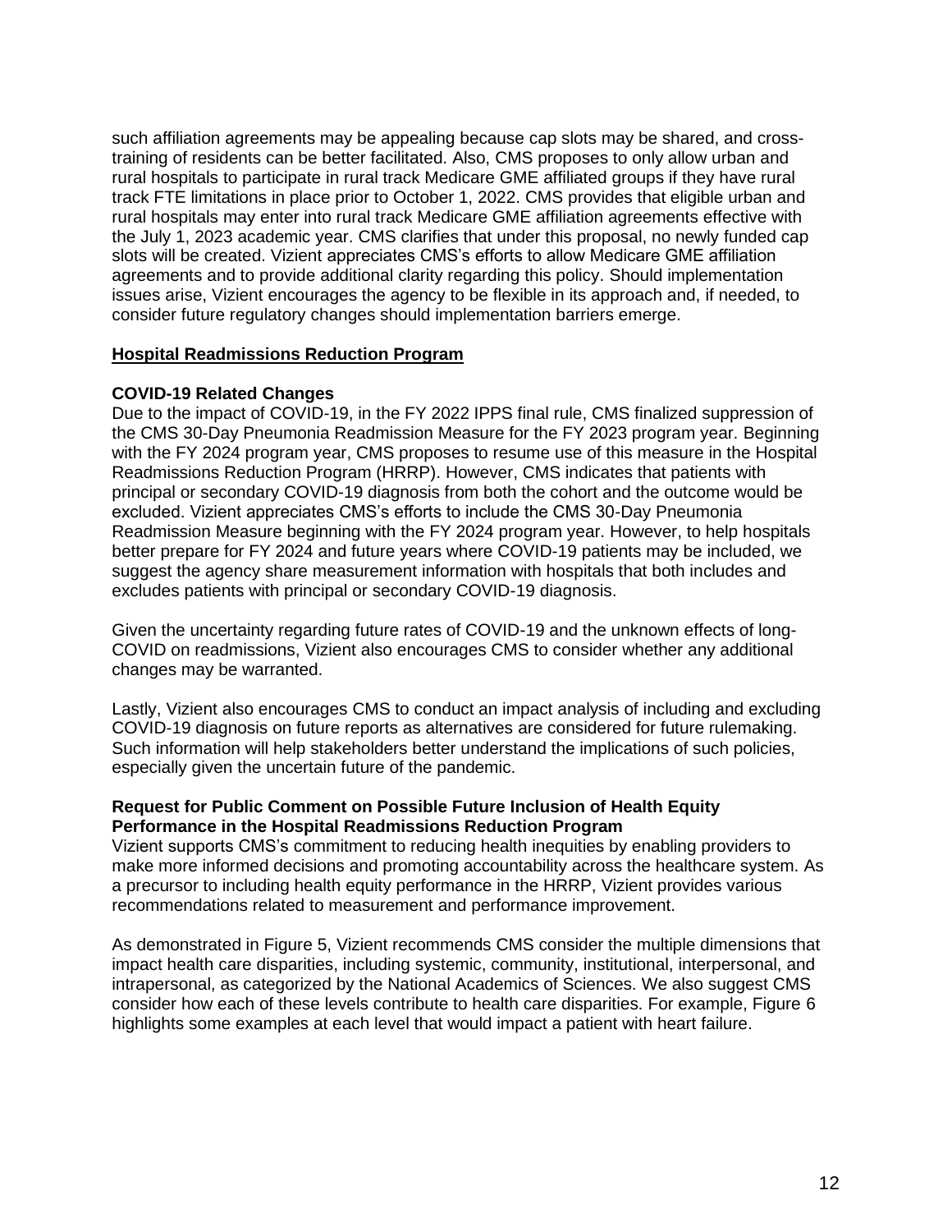such affiliation agreements may be appealing because cap slots may be shared, and cross-training of residents can be better facilitated. Also, CMS proposes to only allow urban and rural hospitals to participate in rural track Medicare GME affiliated groups if they have rural track FTE limitations in place prior to October 1, 2022. CMS provides that eligible urban and rural hospitals may enter into rural track Medicare GME affiliation agreements effective with the July 1, 2023 academic year. CMS clarifies that under this proposal, no newly funded cap slots will be created. Vizient appreciates CMS's efforts to allow Medicare GME affiliation agreements and to provide additional clarity regarding this policy. Should implementation issues arise, Vizient encourages the agency to be flexible in its approach and, if needed, to consider future regulatory changes should implementation barriers emerge.

## Hospital Readmissions Reduction Program

### COVID-19 Related Changes

Due to the impact of COVID-19, in the FY 2022 IPPS final rule, CMS finalized suppression of the CMS 30-Day Pneumonia Readmission Measure for the FY 2023 program year. Beginning with the FY 2024 program year, CMS proposes to resume use of this measure in the Hospital Readmissions Reduction Program (HRRP). However, CMS indicates that patients with principal or secondary COVID-19 diagnosis from both the cohort and the outcome would be excluded. Vizient appreciates CMS's efforts to include the CMS 30-Day Pneumonia Readmission Measure beginning with the FY 2024 program year. However, to help hospitals better prepare for FY 2024 and future years where COVID-19 patients may be included, we suggest the agency share measurement information with hospitals that both includes and excludes patients with principal or secondary COVID-19 diagnosis.

Given the uncertainty regarding future rates of COVID-19 and the unknown effects of long-COVID on readmissions, Vizient also encourages CMS to consider whether any additional changes may be warranted.

Lastly, Vizient also encourages CMS to conduct an impact analysis of including and excluding COVID-19 diagnosis on future reports as alternatives are considered for future rulemaking. Such information will help stakeholders better understand the implications of such policies, especially given the uncertain future of the pandemic.

### Request for Public Comment on Possible Future Inclusion of Health Equity Performance in the Hospital Readmissions Reduction Program

Vizient supports CMS's commitment to reducing health inequities by enabling providers to make more informed decisions and promoting accountability across the healthcare system. As a precursor to including health equity performance in the HRRP, Vizient provides various recommendations related to measurement and performance improvement.

As demonstrated in Figure 5, Vizient recommends CMS consider the multiple dimensions that impact health care disparities, including systemic, community, institutional, interpersonal, and intrapersonal, as categorized by the National Academics of Sciences. We also suggest CMS consider how each of these levels contribute to health care disparities. For example, Figure 6 highlights some examples at each level that would impact a patient with heart failure.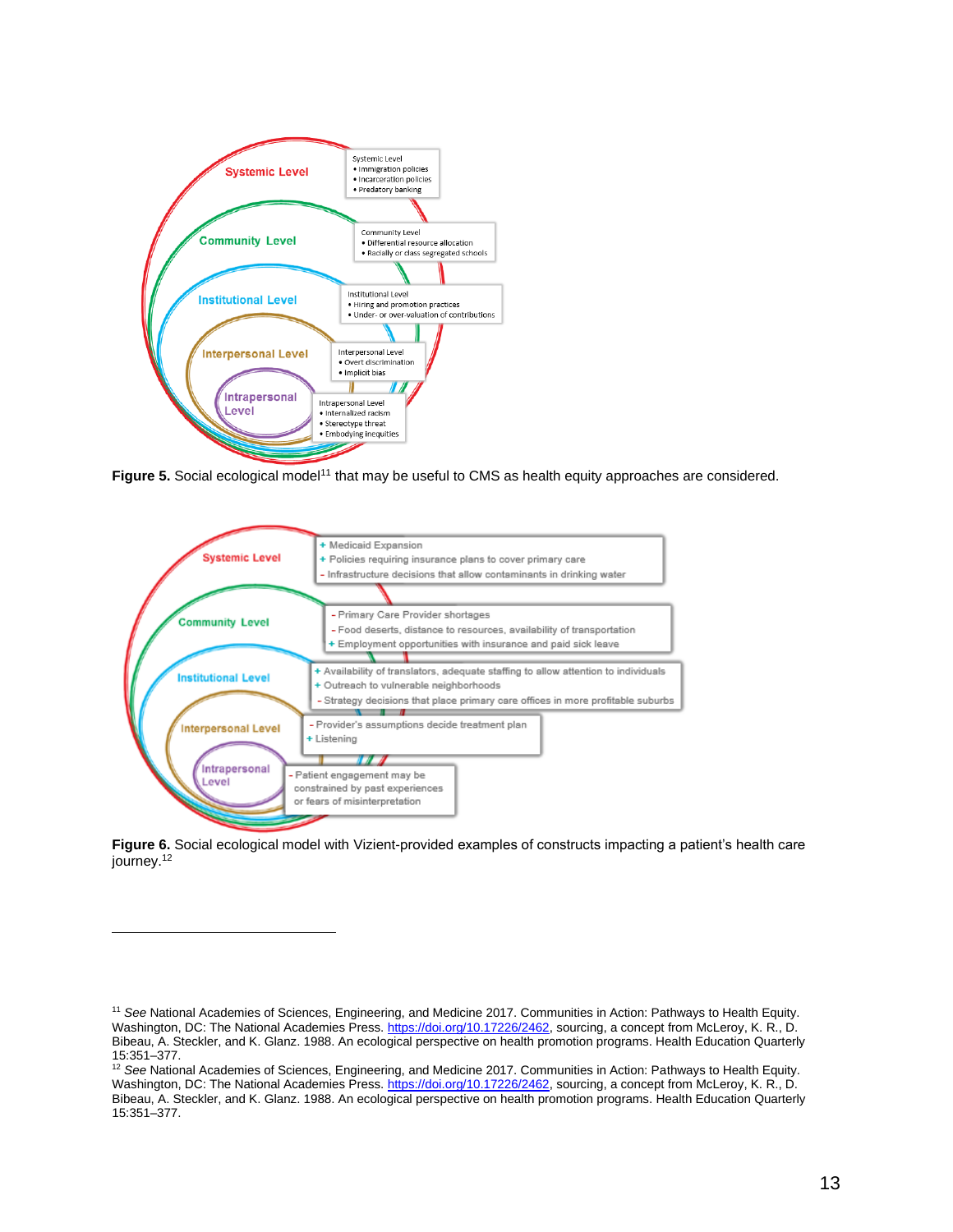Systemic Level

Systemic Level
- Immigration policies
- Incarceration policies
- Predatory banking

Community Level

Community Level
- Differential resource allocation
- Racially or class segregated schools

Institutional Level

Institutional Level
- Hiring and promotion practices
- Under- or over-valuation of contributions

Interpersonal Level

Interpersonal Level
- Overt discrimination
- Implicit bias

Intrapersonal Level

Intrapersonal Level
- Internalized racism
- Stereotype threat
- Embodying inequities

**Figure 5.** Social ecological model[11] that may be useful to CMS as health equity approaches are considered.

Systemic Level

+ Medicaid Expansion
+ Policies requiring insurance plans to cover primary care
- Infrastructure decisions that allow contaminants in drinking water

Community Level

- Primary Care Provider shortages
- Food deserts, distance to resources, availability of transportation
+ Employment opportunities with insurance and paid sick leave

Institutional Level

+ Availability of translators, adequate staffing to allow attention to individuals
+ Outreach to vulnerable neighborhoods
- Strategy decisions that place primary care offices in more profitable suburbs

Interpersonal Level

- Provider's assumptions decide treatment plan
+ Listening

Intrapersonal Level

- Patient engagement may be constrained by past experiences or fears of misinterpretation

**Figure 6.** Social ecological model with Vizient-provided examples of constructs impacting a patient's health care journey.[12]

---

[11] *See* National Academies of Sciences, Engineering, and Medicine 2017. Communities in Action: Pathways to Health Equity. Washington, DC: The National Academies Press. https://doi.org/10.17226/2462, sourcing, a concept from McLeroy, K. R., D. Bibeau, A. Steckler, and K. Glanz. 1988. An ecological perspective on health promotion programs. Health Education Quarterly 15:351–377.

[12] *See* National Academies of Sciences, Engineering, and Medicine 2017. Communities in Action: Pathways to Health Equity. Washington, DC: The National Academies Press. https://doi.org/10.17226/2462, sourcing, a concept from McLeroy, K. R., D. Bibeau, A. Steckler, and K. Glanz. 1988. An ecological perspective on health promotion programs. Health Education Quarterly 15:351–377.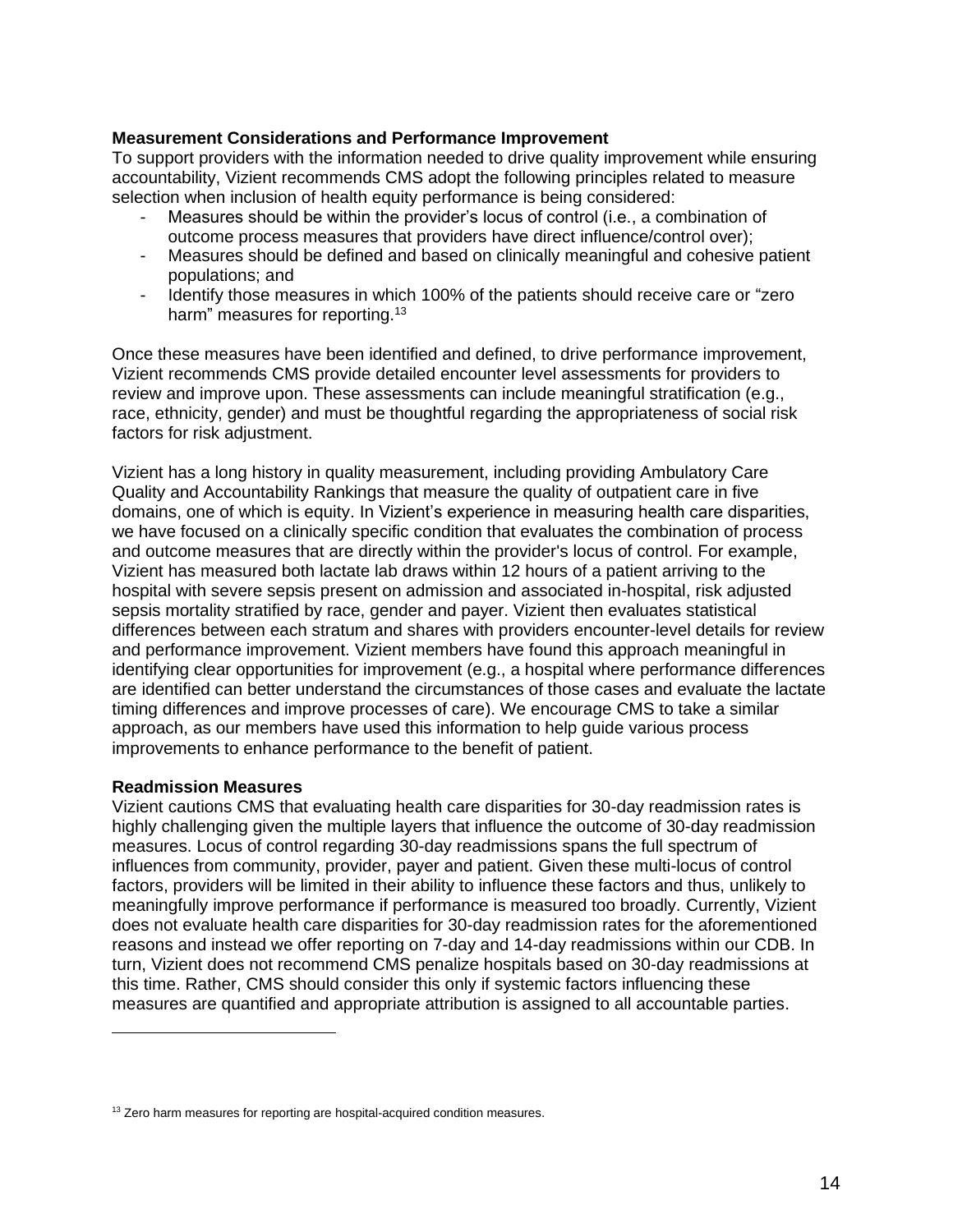**Measurement Considerations and Performance Improvement**

To support providers with the information needed to drive quality improvement while ensuring accountability, Vizient recommends CMS adopt the following principles related to measure selection when inclusion of health equity performance is being considered:

- Measures should be within the provider's locus of control (i.e., a combination of outcome process measures that providers have direct influence/control over);
- Measures should be defined and based on clinically meaningful and cohesive patient populations; and
- Identify those measures in which 100% of the patients should receive care or "zero harm" measures for reporting.[13]

Once these measures have been identified and defined, to drive performance improvement, Vizient recommends CMS provide detailed encounter level assessments for providers to review and improve upon. These assessments can include meaningful stratification (e.g., race, ethnicity, gender) and must be thoughtful regarding the appropriateness of social risk factors for risk adjustment.

Vizient has a long history in quality measurement, including providing Ambulatory Care Quality and Accountability Rankings that measure the quality of outpatient care in five domains, one of which is equity. In Vizient's experience in measuring health care disparities, we have focused on a clinically specific condition that evaluates the combination of process and outcome measures that are directly within the provider's locus of control. For example, Vizient has measured both lactate lab draws within 12 hours of a patient arriving to the hospital with severe sepsis present on admission and associated in-hospital, risk adjusted sepsis mortality stratified by race, gender and payer. Vizient then evaluates statistical differences between each stratum and shares with providers encounter-level details for review and performance improvement. Vizient members have found this approach meaningful in identifying clear opportunities for improvement (e.g., a hospital where performance differences are identified can better understand the circumstances of those cases and evaluate the lactate timing differences and improve processes of care). We encourage CMS to take a similar approach, as our members have used this information to help guide various process improvements to enhance performance to the benefit of patient.

**Readmission Measures**

Vizient cautions CMS that evaluating health care disparities for 30-day readmission rates is highly challenging given the multiple layers that influence the outcome of 30-day readmission measures. Locus of control regarding 30-day readmissions spans the full spectrum of influences from community, provider, payer and patient. Given these multi-locus of control factors, providers will be limited in their ability to influence these factors and thus, unlikely to meaningfully improve performance if performance is measured too broadly. Currently, Vizient does not evaluate health care disparities for 30-day readmission rates for the aforementioned reasons and instead we offer reporting on 7-day and 14-day readmissions within our CDB. In turn, Vizient does not recommend CMS penalize hospitals based on 30-day readmissions at this time. Rather, CMS should consider this only if systemic factors influencing these measures are quantified and appropriate attribution is assigned to all accountable parties.

---

[13] Zero harm measures for reporting are hospital-acquired condition measures.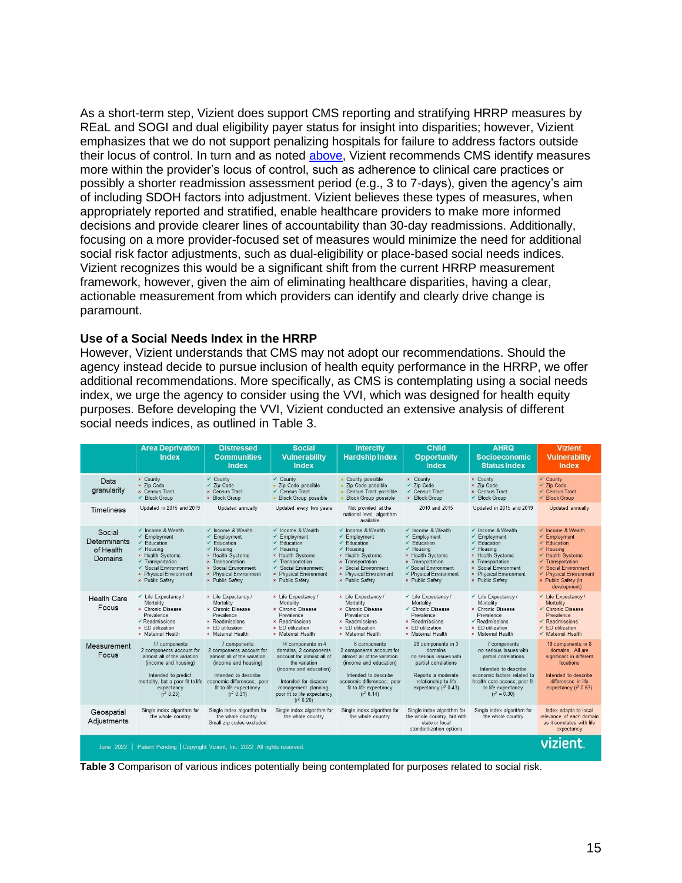As a short-term step, Vizient does support CMS reporting and stratifying HRRP measures by REaL and SOGI and dual eligibility payer status for insight into disparities; however, Vizient emphasizes that we do not support penalizing hospitals for failure to address factors outside their locus of control. In turn and as noted above, Vizient recommends CMS identify measures more within the provider's locus of control, such as adherence to clinical care practices or possibly a shorter readmission assessment period (e.g., 3 to 7-days), given the agency's aim of including SDOH factors into adjustment. Vizient believes these types of measures, when appropriately reported and stratified, enable healthcare providers to make more informed decisions and provide clearer lines of accountability than 30-day readmissions. Additionally, focusing on a more provider-focused set of measures would minimize the need for additional social risk factor adjustments, such as dual-eligibility or place-based social needs indices. Vizient recognizes this would be a significant shift from the current HRRP measurement framework, however, given the aim of eliminating healthcare disparities, having a clear, actionable measurement from which providers can identify and clearly drive change is paramount.

### Use of a Social Needs Index in the HRRP

However, Vizient understands that CMS may not adopt our recommendations. Should the agency instead decide to pursue inclusion of health equity performance in the HRRP, we offer additional recommendations. More specifically, as CMS is contemplating using a social needs index, we urge the agency to consider using the VVI, which was designed for health equity purposes. Before developing the VVI, Vizient conducted an extensive analysis of different social needs indices, as outlined in Table 3.

| | Area Deprivation Index | Distressed Communities Index | Social Vulnerability Index | Intercity Hardship Index | Child Opportunity Index | AHRQ Socioeconomic Status Index | Vizient Vulnerability Index |
|---|---|---|---|---|---|---|---|
| Data granularity | × County<br>× Zip Code<br>× Census Tract<br>✓ Block Group | ✓ County<br>✓ Zip Code<br>× Census Tract<br>× Block Group | ✓ County<br>• Zip Code possible<br>✓ Census Tract<br>• Block Group possible | • County possible<br>• Zip Code possible<br>• Census Tract possible<br>• Block Group possible | × County<br>✓ Zip Code<br>✓ Census Tract<br>× Block Group | × County<br>× Zip Code<br>× Census Tract<br>✓ Block Group | ✓ County<br>✓ Zip Code<br>✓ Census Tract<br>✓ Block Group |
| Timeliness | Updated in 2015 and 2019 | Updated annually | Updated every two years | Not provided at the national level; algorithm available | 2010 and 2015 | Updated in 2015 and 2019 | Updated annually |
| Social Determinants of Health Domains | ✓ Income & Wealth<br>✓ Employment<br>✓ Education<br>✓ Housing<br>× Health Systems<br>✓ Transportation<br>✓ Social Environment<br>× Physical Environment<br>× Public Safety | ✓ Income & Wealth<br>✓ Employment<br>✓ Education<br>✓ Housing<br>× Health Systems<br>× Transportation<br>× Social Environment<br>× Physical Environment<br>× Public Safety | ✓ Income & Wealth<br>✓ Employment<br>✓ Education<br>✓ Housing<br>× Health Systems<br>✓ Transportation<br>✓ Social Environment<br>× Physical Environment<br>× Public Safety | ✓ Income & Wealth<br>✓ Employment<br>✓ Education<br>✓ Housing<br>× Health Systems<br>× Transportation<br>× Social Environment<br>× Physical Environment<br>× Public Safety | ✓ Income & Wealth<br>✓ Employment<br>✓ Education<br>✓ Housing<br>× Health Systems<br>× Transportation<br>✓ Social Environment<br>✓ Physical Environment<br>× Public Safety | ✓ Income & Wealth<br>✓ Employment<br>✓ Education<br>✓ Housing<br>× Health Systems<br>× Transportation<br>× Social Environment<br>× Physical Environment<br>× Public Safety | ✓ Income & Wealth<br>✓ Employment<br>✓ Education<br>✓ Housing<br>✓ Health Systems<br>✓ Transportation<br>✓ Social Environment<br>✓ Physical Environment<br>× Public Safety (in development) |
| Health Care Focus | ✓ Life Expectancy / Mortality<br>× Chronic Disease Prevalence<br>✓ Readmissions<br>× ED utilization<br>× Maternal Health | × Life Expectancy / Mortality<br>× Chronic Disease Prevalence<br>× Readmissions<br>× ED utilization<br>× Maternal Health | × Life Expectancy / Mortality<br>× Chronic Disease Prevalence<br>× Readmissions<br>× ED utilization<br>× Maternal Health | × Life Expectancy / Mortality<br>× Chronic Disease Prevalence<br>× Readmissions<br>× ED utilization<br>× Maternal Health | ✓ Life Expectancy / Mortality<br>✓ Chronic Disease Prevalence<br>× Readmissions<br>× ED utilization<br>× Maternal Health | ✓ Life Expectancy / Mortality<br>× Chronic Disease Prevalence<br>✓ Readmissions<br>× ED utilization<br>× Maternal Health | ✓ Life Expectancy / Mortality<br>✓ Chronic Disease Prevalence<br>✓ Readmissions<br>✓ ED utilization<br>✓ Maternal Health |
| Measurement Focus | 17 components<br>2 components account for almost all of the variation (income and housing)<br><br>Intended to predict mortality, but a poor fit to life expectancy ($r^2$ 0.25) | 7 components<br>2 components account for almost all of the variation (income and housing)<br><br>Intended to describe economic differences; poor fit to life expectancy ($r^2$ 0.31) | 14 components in 4 domains. 2 components account for almost all of the variation (income and education)<br><br>Intended for disaster management planning; poor fit to life expectancy ($r^2$ 0.20) | 6 components<br>2 components account for almost all of the variation (income and education)<br><br>Intended to describe economic differences; poor fit to life expectancy ($r^2$ 0.14) | 29 components in 3 domains<br>no serious issues with partial correlations<br><br>Reports a moderate relationship to life expectancy ($r^2$ 0.43) | 7 components<br>no serious issues with partial correlations<br><br>Intended to describe economic factors related to health care access; poor fit to life expectancy ($r^2$ = 0.30) | 19 components in 8 domains. All are significant in different locations<br><br>Intended to describe differences in life expectancy ($r^2$ 0.63) |
| Geospatial Adjustments | Single index algorithm for the whole country | Single index algorithm for the whole country. Small zip codes excluded | Single index algorithm for the whole country | Single index algorithm for the whole country | Single index algorithm for the whole country, but with state or local standardization options | Single index algorithm for the whole country | Index adapts to local relevance of each domain as it correlates with life expectancy |

June 2022 | Patent Pending | Copyright Vizient, Inc. 2022. All rights reserved. vizient.

**Table 3** Comparison of various indices potentially being contemplated for purposes related to social risk.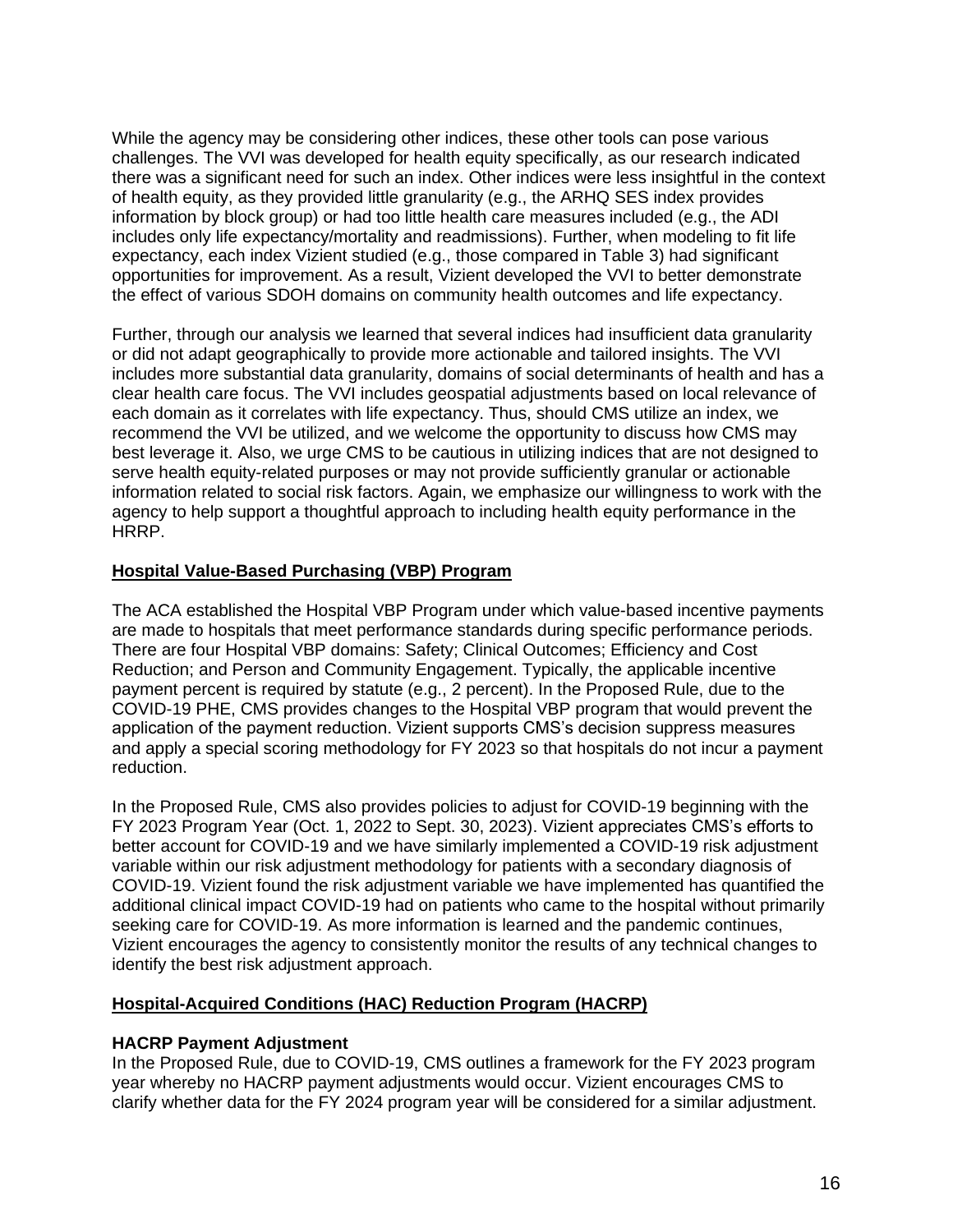While the agency may be considering other indices, these other tools can pose various challenges. The VVI was developed for health equity specifically, as our research indicated there was a significant need for such an index. Other indices were less insightful in the context of health equity, as they provided little granularity (e.g., the ARHQ SES index provides information by block group) or had too little health care measures included (e.g., the ADI includes only life expectancy/mortality and readmissions). Further, when modeling to fit life expectancy, each index Vizient studied (e.g., those compared in Table 3) had significant opportunities for improvement. As a result, Vizient developed the VVI to better demonstrate the effect of various SDOH domains on community health outcomes and life expectancy.

Further, through our analysis we learned that several indices had insufficient data granularity or did not adapt geographically to provide more actionable and tailored insights. The VVI includes more substantial data granularity, domains of social determinants of health and has a clear health care focus. The VVI includes geospatial adjustments based on local relevance of each domain as it correlates with life expectancy. Thus, should CMS utilize an index, we recommend the VVI be utilized, and we welcome the opportunity to discuss how CMS may best leverage it. Also, we urge CMS to be cautious in utilizing indices that are not designed to serve health equity-related purposes or may not provide sufficiently granular or actionable information related to social risk factors. Again, we emphasize our willingness to work with the agency to help support a thoughtful approach to including health equity performance in the HRRP.

## Hospital Value-Based Purchasing (VBP) Program

The ACA established the Hospital VBP Program under which value-based incentive payments are made to hospitals that meet performance standards during specific performance periods. There are four Hospital VBP domains: Safety; Clinical Outcomes; Efficiency and Cost Reduction; and Person and Community Engagement. Typically, the applicable incentive payment percent is required by statute (e.g., 2 percent). In the Proposed Rule, due to the COVID-19 PHE, CMS provides changes to the Hospital VBP program that would prevent the application of the payment reduction. Vizient supports CMS's decision suppress measures and apply a special scoring methodology for FY 2023 so that hospitals do not incur a payment reduction.

In the Proposed Rule, CMS also provides policies to adjust for COVID-19 beginning with the FY 2023 Program Year (Oct. 1, 2022 to Sept. 30, 2023). Vizient appreciates CMS's efforts to better account for COVID-19 and we have similarly implemented a COVID-19 risk adjustment variable within our risk adjustment methodology for patients with a secondary diagnosis of COVID-19. Vizient found the risk adjustment variable we have implemented has quantified the additional clinical impact COVID-19 had on patients who came to the hospital without primarily seeking care for COVID-19. As more information is learned and the pandemic continues, Vizient encourages the agency to consistently monitor the results of any technical changes to identify the best risk adjustment approach.

## Hospital-Acquired Conditions (HAC) Reduction Program (HACRP)

### HACRP Payment Adjustment

In the Proposed Rule, due to COVID-19, CMS outlines a framework for the FY 2023 program year whereby no HACRP payment adjustments would occur. Vizient encourages CMS to clarify whether data for the FY 2024 program year will be considered for a similar adjustment.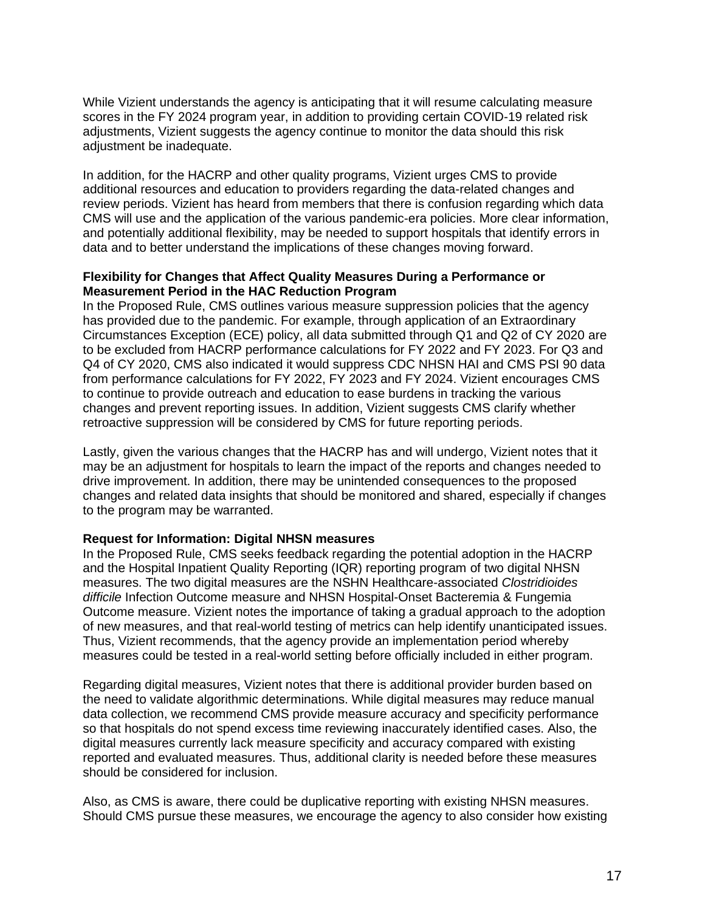While Vizient understands the agency is anticipating that it will resume calculating measure scores in the FY 2024 program year, in addition to providing certain COVID-19 related risk adjustments, Vizient suggests the agency continue to monitor the data should this risk adjustment be inadequate.

In addition, for the HACRP and other quality programs, Vizient urges CMS to provide additional resources and education to providers regarding the data-related changes and review periods. Vizient has heard from members that there is confusion regarding which data CMS will use and the application of the various pandemic-era policies. More clear information, and potentially additional flexibility, may be needed to support hospitals that identify errors in data and to better understand the implications of these changes moving forward.

**Flexibility for Changes that Affect Quality Measures During a Performance or Measurement Period in the HAC Reduction Program**

In the Proposed Rule, CMS outlines various measure suppression policies that the agency has provided due to the pandemic. For example, through application of an Extraordinary Circumstances Exception (ECE) policy, all data submitted through Q1 and Q2 of CY 2020 are to be excluded from HACRP performance calculations for FY 2022 and FY 2023. For Q3 and Q4 of CY 2020, CMS also indicated it would suppress CDC NHSN HAI and CMS PSI 90 data from performance calculations for FY 2022, FY 2023 and FY 2024. Vizient encourages CMS to continue to provide outreach and education to ease burdens in tracking the various changes and prevent reporting issues. In addition, Vizient suggests CMS clarify whether retroactive suppression will be considered by CMS for future reporting periods.

Lastly, given the various changes that the HACRP has and will undergo, Vizient notes that it may be an adjustment for hospitals to learn the impact of the reports and changes needed to drive improvement. In addition, there may be unintended consequences to the proposed changes and related data insights that should be monitored and shared, especially if changes to the program may be warranted.

**Request for Information: Digital NHSN measures**

In the Proposed Rule, CMS seeks feedback regarding the potential adoption in the HACRP and the Hospital Inpatient Quality Reporting (IQR) reporting program of two digital NHSN measures. The two digital measures are the NSHN Healthcare-associated *Clostridioides difficile* Infection Outcome measure and NHSN Hospital-Onset Bacteremia & Fungemia Outcome measure. Vizient notes the importance of taking a gradual approach to the adoption of new measures, and that real-world testing of metrics can help identify unanticipated issues. Thus, Vizient recommends, that the agency provide an implementation period whereby measures could be tested in a real-world setting before officially included in either program.

Regarding digital measures, Vizient notes that there is additional provider burden based on the need to validate algorithmic determinations. While digital measures may reduce manual data collection, we recommend CMS provide measure accuracy and specificity performance so that hospitals do not spend excess time reviewing inaccurately identified cases. Also, the digital measures currently lack measure specificity and accuracy compared with existing reported and evaluated measures. Thus, additional clarity is needed before these measures should be considered for inclusion.

Also, as CMS is aware, there could be duplicative reporting with existing NHSN measures. Should CMS pursue these measures, we encourage the agency to also consider how existing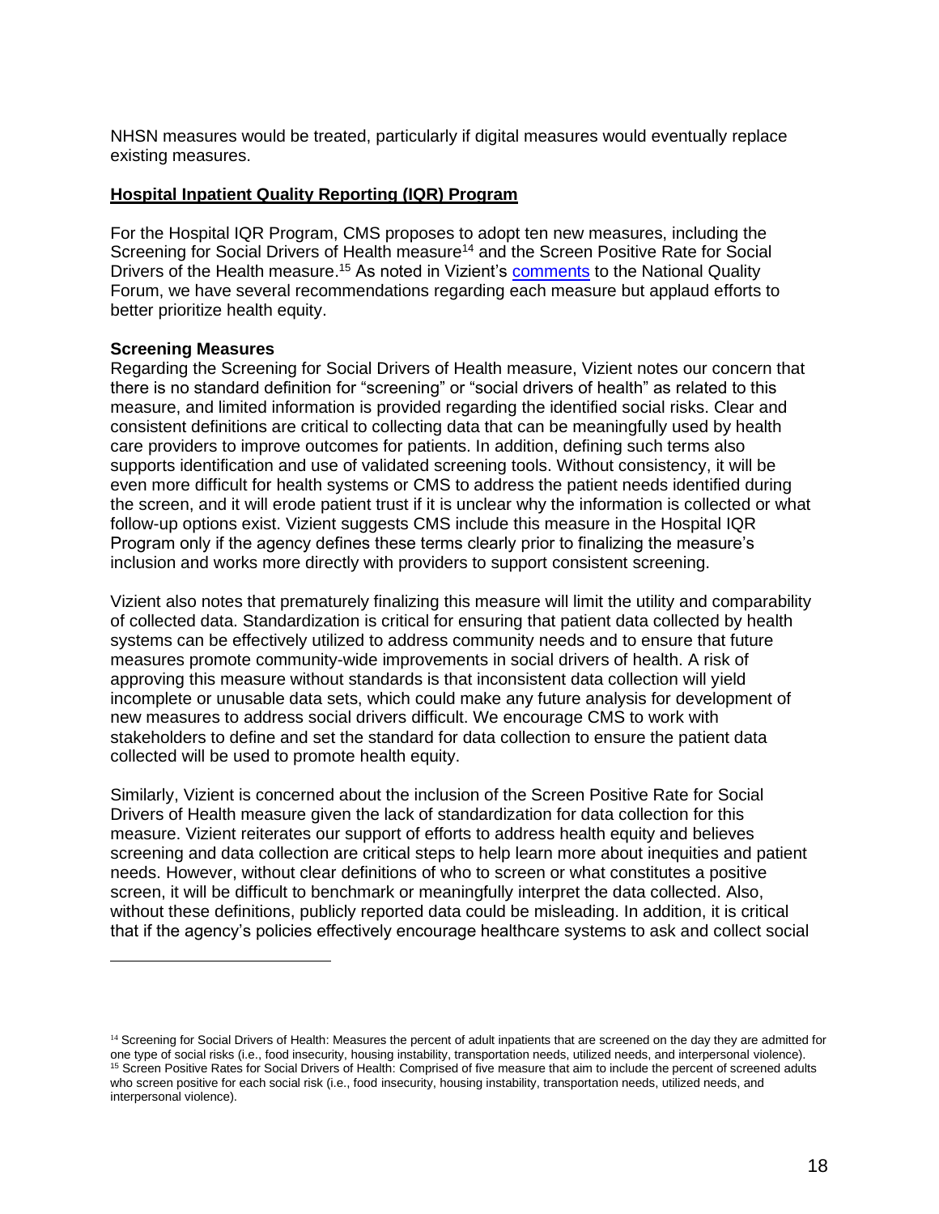NHSN measures would be treated, particularly if digital measures would eventually replace existing measures.

## Hospital Inpatient Quality Reporting (IQR) Program

For the Hospital IQR Program, CMS proposes to adopt ten new measures, including the Screening for Social Drivers of Health measure[14] and the Screen Positive Rate for Social Drivers of the Health measure.[15] As noted in Vizient's comments to the National Quality Forum, we have several recommendations regarding each measure but applaud efforts to better prioritize health equity.

### Screening Measures

Regarding the Screening for Social Drivers of Health measure, Vizient notes our concern that there is no standard definition for "screening" or "social drivers of health" as related to this measure, and limited information is provided regarding the identified social risks. Clear and consistent definitions are critical to collecting data that can be meaningfully used by health care providers to improve outcomes for patients. In addition, defining such terms also supports identification and use of validated screening tools. Without consistency, it will be even more difficult for health systems or CMS to address the patient needs identified during the screen, and it will erode patient trust if it is unclear why the information is collected or what follow-up options exist. Vizient suggests CMS include this measure in the Hospital IQR Program only if the agency defines these terms clearly prior to finalizing the measure's inclusion and works more directly with providers to support consistent screening.

Vizient also notes that prematurely finalizing this measure will limit the utility and comparability of collected data. Standardization is critical for ensuring that patient data collected by health systems can be effectively utilized to address community needs and to ensure that future measures promote community-wide improvements in social drivers of health. A risk of approving this measure without standards is that inconsistent data collection will yield incomplete or unusable data sets, which could make any future analysis for development of new measures to address social drivers difficult. We encourage CMS to work with stakeholders to define and set the standard for data collection to ensure the patient data collected will be used to promote health equity.

Similarly, Vizient is concerned about the inclusion of the Screen Positive Rate for Social Drivers of Health measure given the lack of standardization for data collection for this measure. Vizient reiterates our support of efforts to address health equity and believes screening and data collection are critical steps to help learn more about inequities and patient needs. However, without clear definitions of who to screen or what constitutes a positive screen, it will be difficult to benchmark or meaningfully interpret the data collected. Also, without these definitions, publicly reported data could be misleading. In addition, it is critical that if the agency's policies effectively encourage healthcare systems to ask and collect social

---

[14] Screening for Social Drivers of Health: Measures the percent of adult inpatients that are screened on the day they are admitted for one type of social risks (i.e., food insecurity, housing instability, transportation needs, utilized needs, and interpersonal violence).

[15] Screen Positive Rates for Social Drivers of Health: Comprised of five measure that aim to include the percent of screened adults who screen positive for each social risk (i.e., food insecurity, housing instability, transportation needs, utilized needs, and interpersonal violence).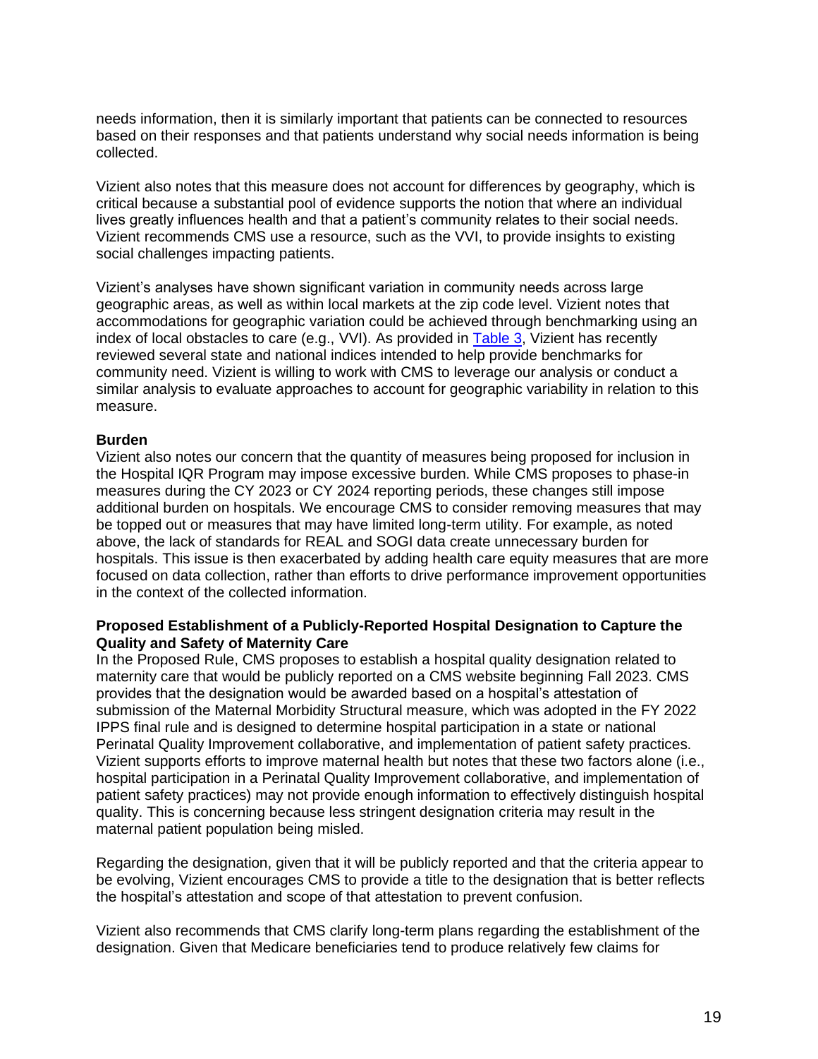needs information, then it is similarly important that patients can be connected to resources based on their responses and that patients understand why social needs information is being collected.

Vizient also notes that this measure does not account for differences by geography, which is critical because a substantial pool of evidence supports the notion that where an individual lives greatly influences health and that a patient's community relates to their social needs. Vizient recommends CMS use a resource, such as the VVI, to provide insights to existing social challenges impacting patients.

Vizient's analyses have shown significant variation in community needs across large geographic areas, as well as within local markets at the zip code level. Vizient notes that accommodations for geographic variation could be achieved through benchmarking using an index of local obstacles to care (e.g., VVI). As provided in Table 3, Vizient has recently reviewed several state and national indices intended to help provide benchmarks for community need. Vizient is willing to work with CMS to leverage our analysis or conduct a similar analysis to evaluate approaches to account for geographic variability in relation to this measure.

**Burden**

Vizient also notes our concern that the quantity of measures being proposed for inclusion in the Hospital IQR Program may impose excessive burden. While CMS proposes to phase-in measures during the CY 2023 or CY 2024 reporting periods, these changes still impose additional burden on hospitals. We encourage CMS to consider removing measures that may be topped out or measures that may have limited long-term utility. For example, as noted above, the lack of standards for REAL and SOGI data create unnecessary burden for hospitals. This issue is then exacerbated by adding health care equity measures that are more focused on data collection, rather than efforts to drive performance improvement opportunities in the context of the collected information.

**Proposed Establishment of a Publicly-Reported Hospital Designation to Capture the Quality and Safety of Maternity Care**

In the Proposed Rule, CMS proposes to establish a hospital quality designation related to maternity care that would be publicly reported on a CMS website beginning Fall 2023. CMS provides that the designation would be awarded based on a hospital's attestation of submission of the Maternal Morbidity Structural measure, which was adopted in the FY 2022 IPPS final rule and is designed to determine hospital participation in a state or national Perinatal Quality Improvement collaborative, and implementation of patient safety practices. Vizient supports efforts to improve maternal health but notes that these two factors alone (i.e., hospital participation in a Perinatal Quality Improvement collaborative, and implementation of patient safety practices) may not provide enough information to effectively distinguish hospital quality. This is concerning because less stringent designation criteria may result in the maternal patient population being misled.

Regarding the designation, given that it will be publicly reported and that the criteria appear to be evolving, Vizient encourages CMS to provide a title to the designation that is better reflects the hospital's attestation and scope of that attestation to prevent confusion.

Vizient also recommends that CMS clarify long-term plans regarding the establishment of the designation. Given that Medicare beneficiaries tend to produce relatively few claims for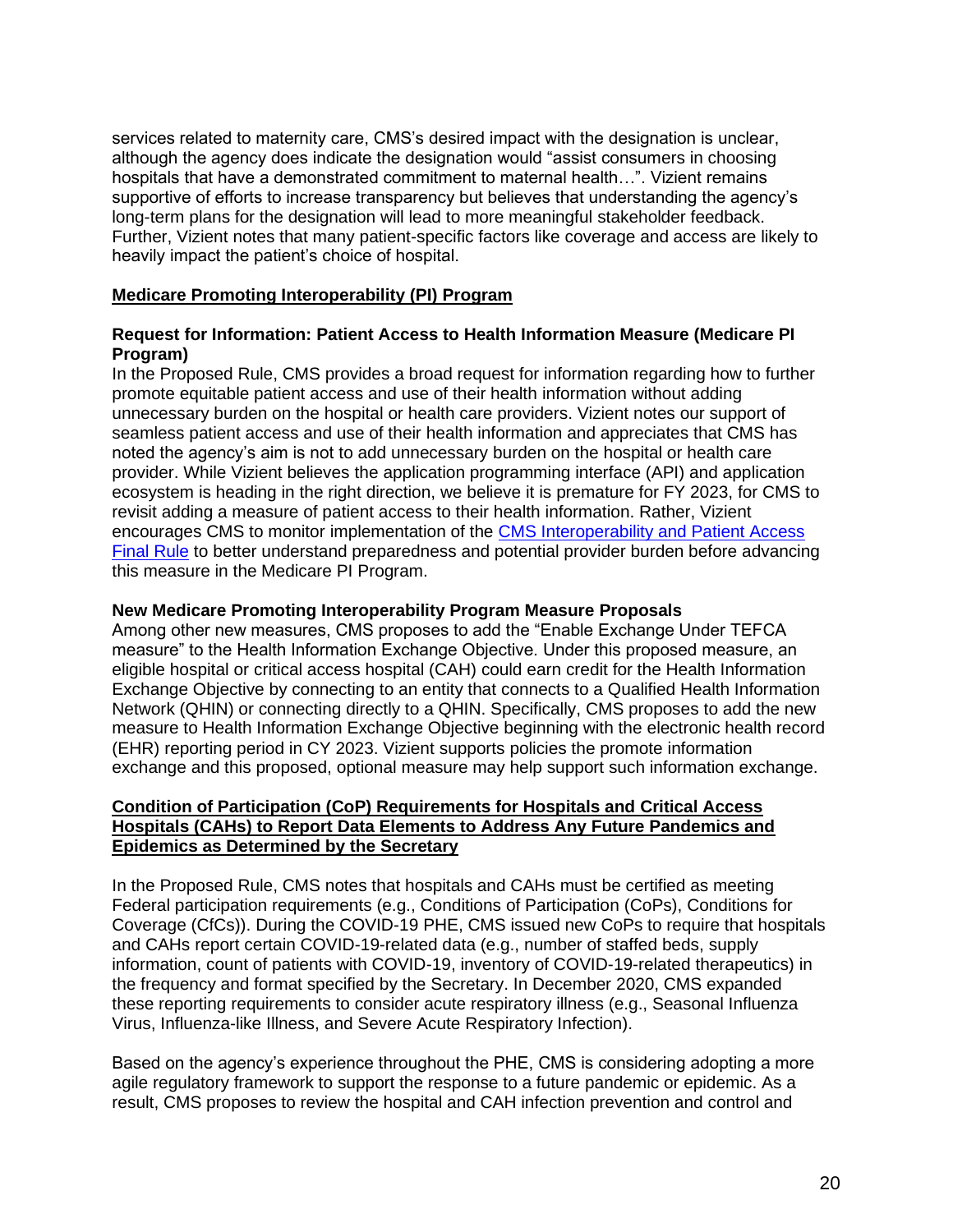services related to maternity care, CMS's desired impact with the designation is unclear, although the agency does indicate the designation would "assist consumers in choosing hospitals that have a demonstrated commitment to maternal health…". Vizient remains supportive of efforts to increase transparency but believes that understanding the agency's long-term plans for the designation will lead to more meaningful stakeholder feedback. Further, Vizient notes that many patient-specific factors like coverage and access are likely to heavily impact the patient's choice of hospital.

## Medicare Promoting Interoperability (PI) Program

### Request for Information: Patient Access to Health Information Measure (Medicare PI Program)

In the Proposed Rule, CMS provides a broad request for information regarding how to further promote equitable patient access and use of their health information without adding unnecessary burden on the hospital or health care providers. Vizient notes our support of seamless patient access and use of their health information and appreciates that CMS has noted the agency's aim is not to add unnecessary burden on the hospital or health care provider. While Vizient believes the application programming interface (API) and application ecosystem is heading in the right direction, we believe it is premature for FY 2023, for CMS to revisit adding a measure of patient access to their health information. Rather, Vizient encourages CMS to monitor implementation of the CMS Interoperability and Patient Access Final Rule to better understand preparedness and potential provider burden before advancing this measure in the Medicare PI Program.

### New Medicare Promoting Interoperability Program Measure Proposals

Among other new measures, CMS proposes to add the "Enable Exchange Under TEFCA measure" to the Health Information Exchange Objective. Under this proposed measure, an eligible hospital or critical access hospital (CAH) could earn credit for the Health Information Exchange Objective by connecting to an entity that connects to a Qualified Health Information Network (QHIN) or connecting directly to a QHIN. Specifically, CMS proposes to add the new measure to Health Information Exchange Objective beginning with the electronic health record (EHR) reporting period in CY 2023. Vizient supports policies the promote information exchange and this proposed, optional measure may help support such information exchange.

## Condition of Participation (CoP) Requirements for Hospitals and Critical Access Hospitals (CAHs) to Report Data Elements to Address Any Future Pandemics and Epidemics as Determined by the Secretary

In the Proposed Rule, CMS notes that hospitals and CAHs must be certified as meeting Federal participation requirements (e.g., Conditions of Participation (CoPs), Conditions for Coverage (CfCs)). During the COVID-19 PHE, CMS issued new CoPs to require that hospitals and CAHs report certain COVID-19-related data (e.g., number of staffed beds, supply information, count of patients with COVID-19, inventory of COVID-19-related therapeutics) in the frequency and format specified by the Secretary. In December 2020, CMS expanded these reporting requirements to consider acute respiratory illness (e.g., Seasonal Influenza Virus, Influenza-like Illness, and Severe Acute Respiratory Infection).

Based on the agency's experience throughout the PHE, CMS is considering adopting a more agile regulatory framework to support the response to a future pandemic or epidemic. As a result, CMS proposes to review the hospital and CAH infection prevention and control and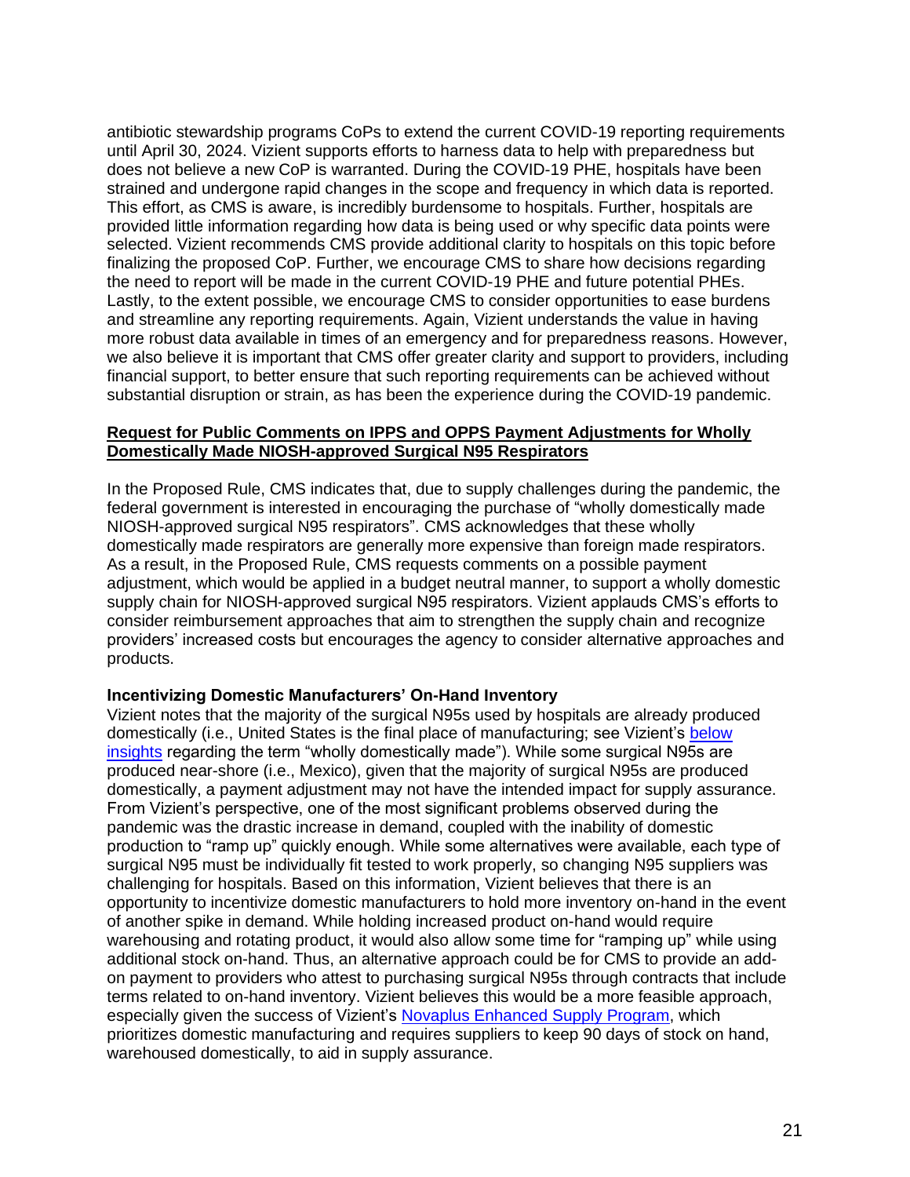antibiotic stewardship programs CoPs to extend the current COVID-19 reporting requirements until April 30, 2024. Vizient supports efforts to harness data to help with preparedness but does not believe a new CoP is warranted. During the COVID-19 PHE, hospitals have been strained and undergone rapid changes in the scope and frequency in which data is reported. This effort, as CMS is aware, is incredibly burdensome to hospitals. Further, hospitals are provided little information regarding how data is being used or why specific data points were selected. Vizient recommends CMS provide additional clarity to hospitals on this topic before finalizing the proposed CoP. Further, we encourage CMS to share how decisions regarding the need to report will be made in the current COVID-19 PHE and future potential PHEs. Lastly, to the extent possible, we encourage CMS to consider opportunities to ease burdens and streamline any reporting requirements. Again, Vizient understands the value in having more robust data available in times of an emergency and for preparedness reasons. However, we also believe it is important that CMS offer greater clarity and support to providers, including financial support, to better ensure that such reporting requirements can be achieved without substantial disruption or strain, as has been the experience during the COVID-19 pandemic.

**Request for Public Comments on IPPS and OPPS Payment Adjustments for Wholly Domestically Made NIOSH-approved Surgical N95 Respirators**

In the Proposed Rule, CMS indicates that, due to supply challenges during the pandemic, the federal government is interested in encouraging the purchase of "wholly domestically made NIOSH-approved surgical N95 respirators". CMS acknowledges that these wholly domestically made respirators are generally more expensive than foreign made respirators. As a result, in the Proposed Rule, CMS requests comments on a possible payment adjustment, which would be applied in a budget neutral manner, to support a wholly domestic supply chain for NIOSH-approved surgical N95 respirators. Vizient applauds CMS's efforts to consider reimbursement approaches that aim to strengthen the supply chain and recognize providers' increased costs but encourages the agency to consider alternative approaches and products.

**Incentivizing Domestic Manufacturers' On-Hand Inventory**

Vizient notes that the majority of the surgical N95s used by hospitals are already produced domestically (i.e., United States is the final place of manufacturing; see Vizient's below insights regarding the term "wholly domestically made"). While some surgical N95s are produced near-shore (i.e., Mexico), given that the majority of surgical N95s are produced domestically, a payment adjustment may not have the intended impact for supply assurance. From Vizient's perspective, one of the most significant problems observed during the pandemic was the drastic increase in demand, coupled with the inability of domestic production to "ramp up" quickly enough. While some alternatives were available, each type of surgical N95 must be individually fit tested to work properly, so changing N95 suppliers was challenging for hospitals. Based on this information, Vizient believes that there is an opportunity to incentivize domestic manufacturers to hold more inventory on-hand in the event of another spike in demand. While holding increased product on-hand would require warehousing and rotating product, it would also allow some time for "ramping up" while using additional stock on-hand. Thus, an alternative approach could be for CMS to provide an add-on payment to providers who attest to purchasing surgical N95s through contracts that include terms related to on-hand inventory. Vizient believes this would be a more feasible approach, especially given the success of Vizient's Novaplus Enhanced Supply Program, which prioritizes domestic manufacturing and requires suppliers to keep 90 days of stock on hand, warehoused domestically, to aid in supply assurance.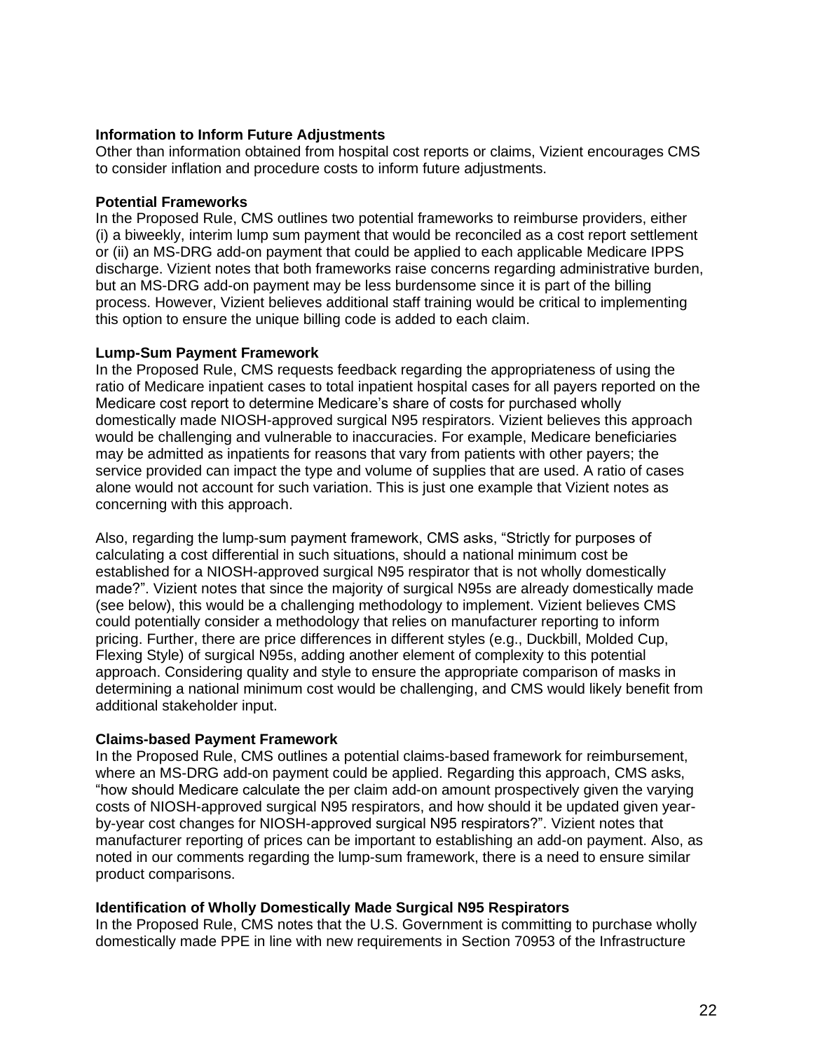**Information to Inform Future Adjustments**

Other than information obtained from hospital cost reports or claims, Vizient encourages CMS to consider inflation and procedure costs to inform future adjustments.

**Potential Frameworks**

In the Proposed Rule, CMS outlines two potential frameworks to reimburse providers, either (i) a biweekly, interim lump sum payment that would be reconciled as a cost report settlement or (ii) an MS-DRG add-on payment that could be applied to each applicable Medicare IPPS discharge. Vizient notes that both frameworks raise concerns regarding administrative burden, but an MS-DRG add-on payment may be less burdensome since it is part of the billing process. However, Vizient believes additional staff training would be critical to implementing this option to ensure the unique billing code is added to each claim.

**Lump-Sum Payment Framework**

In the Proposed Rule, CMS requests feedback regarding the appropriateness of using the ratio of Medicare inpatient cases to total inpatient hospital cases for all payers reported on the Medicare cost report to determine Medicare's share of costs for purchased wholly domestically made NIOSH-approved surgical N95 respirators. Vizient believes this approach would be challenging and vulnerable to inaccuracies. For example, Medicare beneficiaries may be admitted as inpatients for reasons that vary from patients with other payers; the service provided can impact the type and volume of supplies that are used. A ratio of cases alone would not account for such variation. This is just one example that Vizient notes as concerning with this approach.

Also, regarding the lump-sum payment framework, CMS asks, "Strictly for purposes of calculating a cost differential in such situations, should a national minimum cost be established for a NIOSH-approved surgical N95 respirator that is not wholly domestically made?". Vizient notes that since the majority of surgical N95s are already domestically made (see below), this would be a challenging methodology to implement. Vizient believes CMS could potentially consider a methodology that relies on manufacturer reporting to inform pricing. Further, there are price differences in different styles (e.g., Duckbill, Molded Cup, Flexing Style) of surgical N95s, adding another element of complexity to this potential approach. Considering quality and style to ensure the appropriate comparison of masks in determining a national minimum cost would be challenging, and CMS would likely benefit from additional stakeholder input.

**Claims-based Payment Framework**

In the Proposed Rule, CMS outlines a potential claims-based framework for reimbursement, where an MS-DRG add-on payment could be applied. Regarding this approach, CMS asks, "how should Medicare calculate the per claim add-on amount prospectively given the varying costs of NIOSH-approved surgical N95 respirators, and how should it be updated given year-by-year cost changes for NIOSH-approved surgical N95 respirators?". Vizient notes that manufacturer reporting of prices can be important to establishing an add-on payment. Also, as noted in our comments regarding the lump-sum framework, there is a need to ensure similar product comparisons.

**Identification of Wholly Domestically Made Surgical N95 Respirators**

In the Proposed Rule, CMS notes that the U.S. Government is committing to purchase wholly domestically made PPE in line with new requirements in Section 70953 of the Infrastructure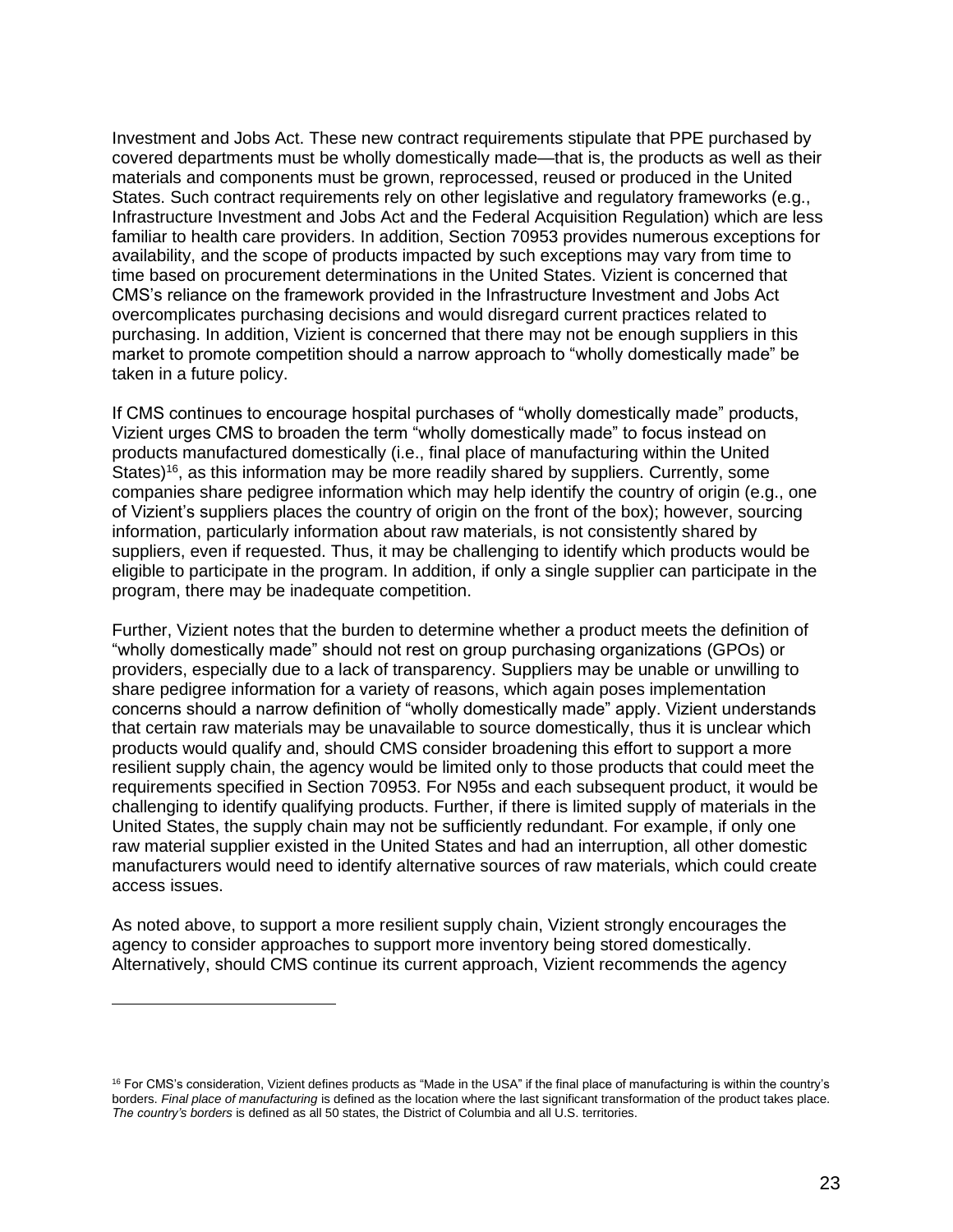Investment and Jobs Act. These new contract requirements stipulate that PPE purchased by covered departments must be wholly domestically made—that is, the products as well as their materials and components must be grown, reprocessed, reused or produced in the United States. Such contract requirements rely on other legislative and regulatory frameworks (e.g., Infrastructure Investment and Jobs Act and the Federal Acquisition Regulation) which are less familiar to health care providers. In addition, Section 70953 provides numerous exceptions for availability, and the scope of products impacted by such exceptions may vary from time to time based on procurement determinations in the United States. Vizient is concerned that CMS's reliance on the framework provided in the Infrastructure Investment and Jobs Act overcomplicates purchasing decisions and would disregard current practices related to purchasing. In addition, Vizient is concerned that there may not be enough suppliers in this market to promote competition should a narrow approach to "wholly domestically made" be taken in a future policy.

If CMS continues to encourage hospital purchases of "wholly domestically made" products, Vizient urges CMS to broaden the term "wholly domestically made" to focus instead on products manufactured domestically (i.e., final place of manufacturing within the United States)[16], as this information may be more readily shared by suppliers. Currently, some companies share pedigree information which may help identify the country of origin (e.g., one of Vizient's suppliers places the country of origin on the front of the box); however, sourcing information, particularly information about raw materials, is not consistently shared by suppliers, even if requested. Thus, it may be challenging to identify which products would be eligible to participate in the program. In addition, if only a single supplier can participate in the program, there may be inadequate competition.

Further, Vizient notes that the burden to determine whether a product meets the definition of "wholly domestically made" should not rest on group purchasing organizations (GPOs) or providers, especially due to a lack of transparency. Suppliers may be unable or unwilling to share pedigree information for a variety of reasons, which again poses implementation concerns should a narrow definition of "wholly domestically made" apply. Vizient understands that certain raw materials may be unavailable to source domestically, thus it is unclear which products would qualify and, should CMS consider broadening this effort to support a more resilient supply chain, the agency would be limited only to those products that could meet the requirements specified in Section 70953. For N95s and each subsequent product, it would be challenging to identify qualifying products. Further, if there is limited supply of materials in the United States, the supply chain may not be sufficiently redundant. For example, if only one raw material supplier existed in the United States and had an interruption, all other domestic manufacturers would need to identify alternative sources of raw materials, which could create access issues.

As noted above, to support a more resilient supply chain, Vizient strongly encourages the agency to consider approaches to support more inventory being stored domestically. Alternatively, should CMS continue its current approach, Vizient recommends the agency

---

[16] For CMS's consideration, Vizient defines products as "Made in the USA" if the final place of manufacturing is within the country's borders. *Final place of manufacturing* is defined as the location where the last significant transformation of the product takes place. *The country's borders* is defined as all 50 states, the District of Columbia and all U.S. territories.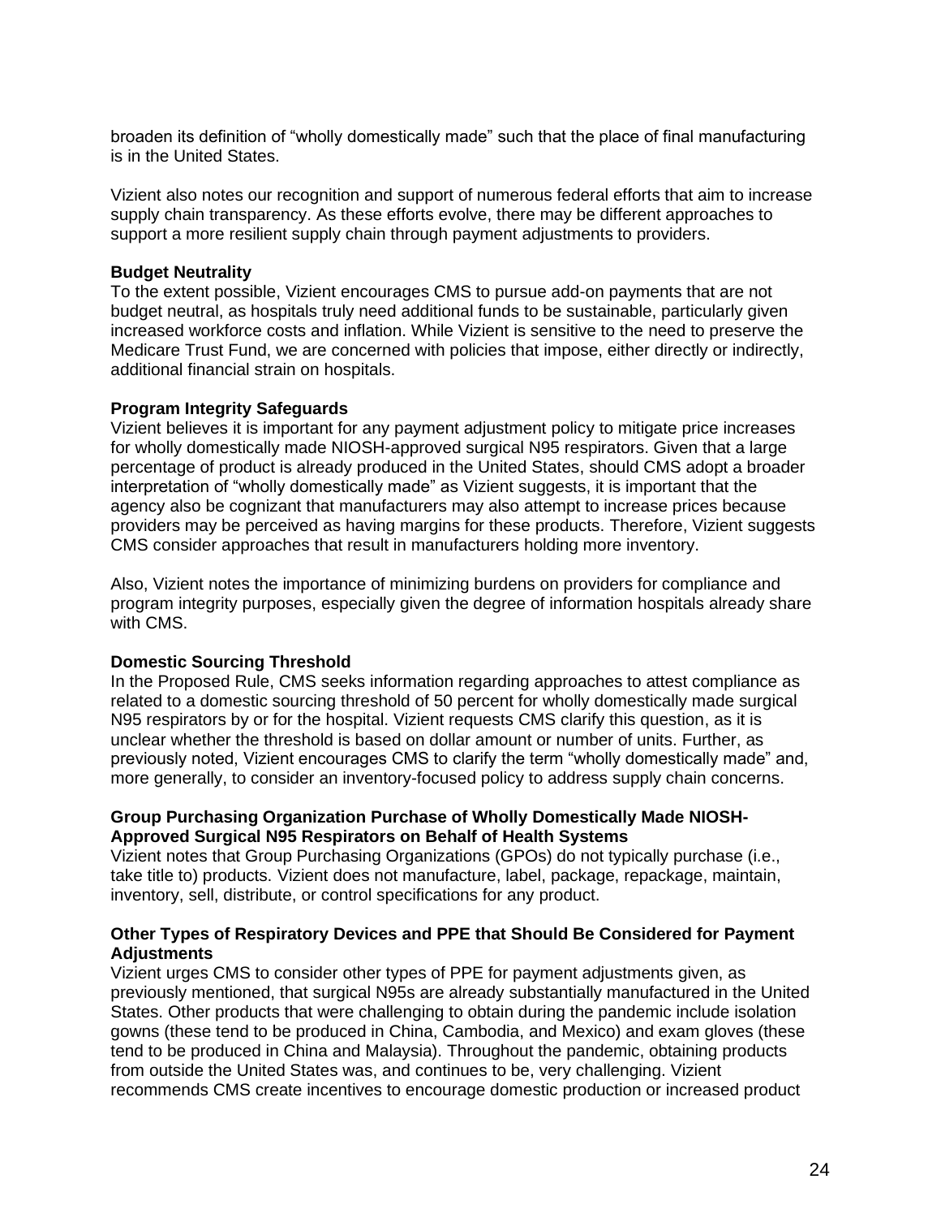broaden its definition of “wholly domestically made” such that the place of final manufacturing is in the United States.

Vizient also notes our recognition and support of numerous federal efforts that aim to increase supply chain transparency. As these efforts evolve, there may be different approaches to support a more resilient supply chain through payment adjustments to providers.

**Budget Neutrality**

To the extent possible, Vizient encourages CMS to pursue add-on payments that are not budget neutral, as hospitals truly need additional funds to be sustainable, particularly given increased workforce costs and inflation. While Vizient is sensitive to the need to preserve the Medicare Trust Fund, we are concerned with policies that impose, either directly or indirectly, additional financial strain on hospitals.

**Program Integrity Safeguards**

Vizient believes it is important for any payment adjustment policy to mitigate price increases for wholly domestically made NIOSH-approved surgical N95 respirators. Given that a large percentage of product is already produced in the United States, should CMS adopt a broader interpretation of “wholly domestically made” as Vizient suggests, it is important that the agency also be cognizant that manufacturers may also attempt to increase prices because providers may be perceived as having margins for these products. Therefore, Vizient suggests CMS consider approaches that result in manufacturers holding more inventory.

Also, Vizient notes the importance of minimizing burdens on providers for compliance and program integrity purposes, especially given the degree of information hospitals already share with CMS.

**Domestic Sourcing Threshold**

In the Proposed Rule, CMS seeks information regarding approaches to attest compliance as related to a domestic sourcing threshold of 50 percent for wholly domestically made surgical N95 respirators by or for the hospital. Vizient requests CMS clarify this question, as it is unclear whether the threshold is based on dollar amount or number of units. Further, as previously noted, Vizient encourages CMS to clarify the term “wholly domestically made” and, more generally, to consider an inventory-focused policy to address supply chain concerns.

**Group Purchasing Organization Purchase of Wholly Domestically Made NIOSH-Approved Surgical N95 Respirators on Behalf of Health Systems**

Vizient notes that Group Purchasing Organizations (GPOs) do not typically purchase (i.e., take title to) products. Vizient does not manufacture, label, package, repackage, maintain, inventory, sell, distribute, or control specifications for any product.

**Other Types of Respiratory Devices and PPE that Should Be Considered for Payment Adjustments**

Vizient urges CMS to consider other types of PPE for payment adjustments given, as previously mentioned, that surgical N95s are already substantially manufactured in the United States. Other products that were challenging to obtain during the pandemic include isolation gowns (these tend to be produced in China, Cambodia, and Mexico) and exam gloves (these tend to be produced in China and Malaysia). Throughout the pandemic, obtaining products from outside the United States was, and continues to be, very challenging. Vizient recommends CMS create incentives to encourage domestic production or increased product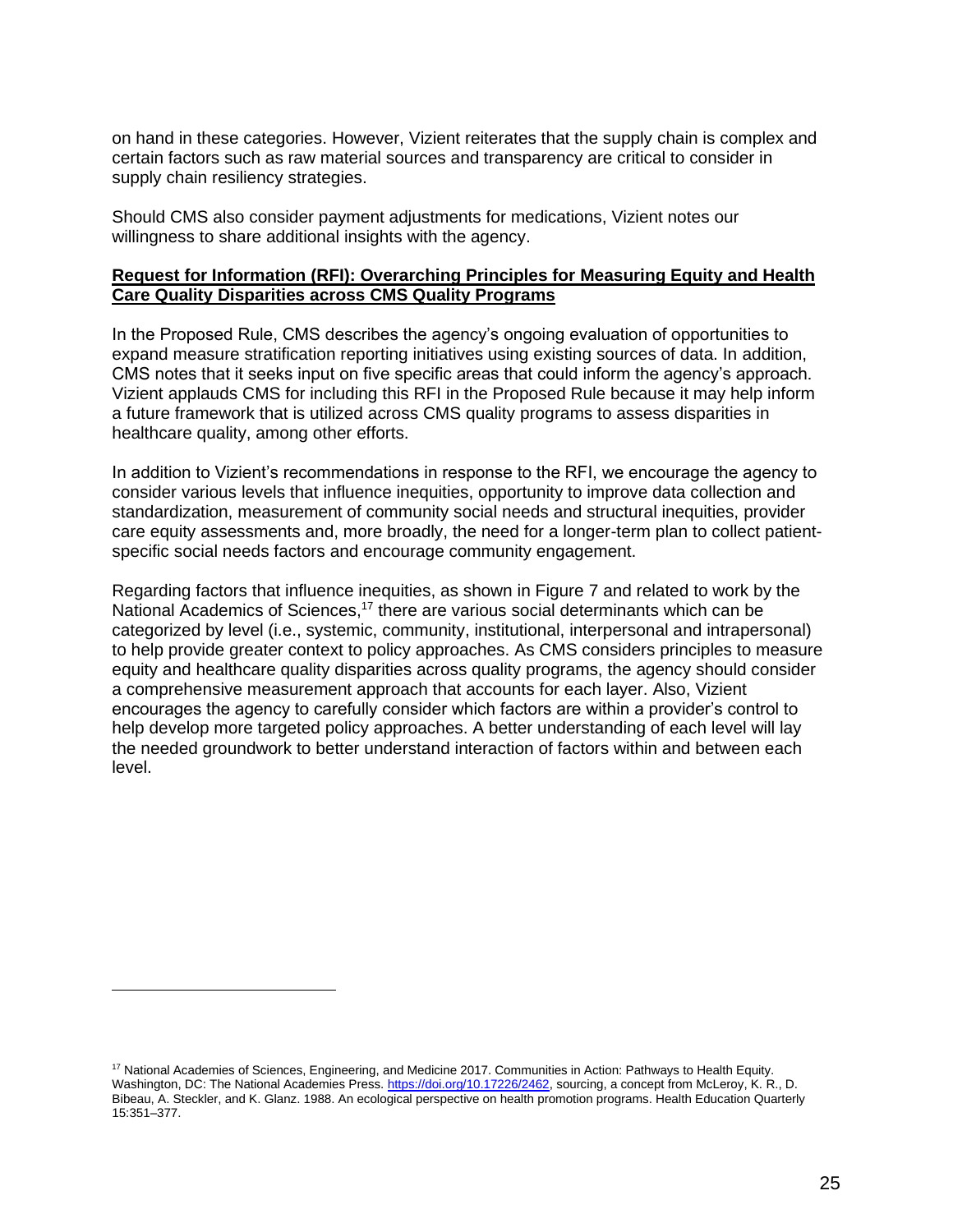on hand in these categories. However, Vizient reiterates that the supply chain is complex and certain factors such as raw material sources and transparency are critical to consider in supply chain resiliency strategies.

Should CMS also consider payment adjustments for medications, Vizient notes our willingness to share additional insights with the agency.

**Request for Information (RFI): Overarching Principles for Measuring Equity and Health Care Quality Disparities across CMS Quality Programs**

In the Proposed Rule, CMS describes the agency's ongoing evaluation of opportunities to expand measure stratification reporting initiatives using existing sources of data. In addition, CMS notes that it seeks input on five specific areas that could inform the agency's approach. Vizient applauds CMS for including this RFI in the Proposed Rule because it may help inform a future framework that is utilized across CMS quality programs to assess disparities in healthcare quality, among other efforts.

In addition to Vizient's recommendations in response to the RFI, we encourage the agency to consider various levels that influence inequities, opportunity to improve data collection and standardization, measurement of community social needs and structural inequities, provider care equity assessments and, more broadly, the need for a longer-term plan to collect patient-specific social needs factors and encourage community engagement.

Regarding factors that influence inequities, as shown in Figure 7 and related to work by the National Academics of Sciences,[17] there are various social determinants which can be categorized by level (i.e., systemic, community, institutional, interpersonal and intrapersonal) to help provide greater context to policy approaches. As CMS considers principles to measure equity and healthcare quality disparities across quality programs, the agency should consider a comprehensive measurement approach that accounts for each layer. Also, Vizient encourages the agency to carefully consider which factors are within a provider's control to help develop more targeted policy approaches. A better understanding of each level will lay the needed groundwork to better understand interaction of factors within and between each level.

---

[17] National Academies of Sciences, Engineering, and Medicine 2017. Communities in Action: Pathways to Health Equity. Washington, DC: The National Academies Press. https://doi.org/10.17226/2462, sourcing, a concept from McLeroy, K. R., D. Bibeau, A. Steckler, and K. Glanz. 1988. An ecological perspective on health promotion programs. Health Education Quarterly 15:351–377.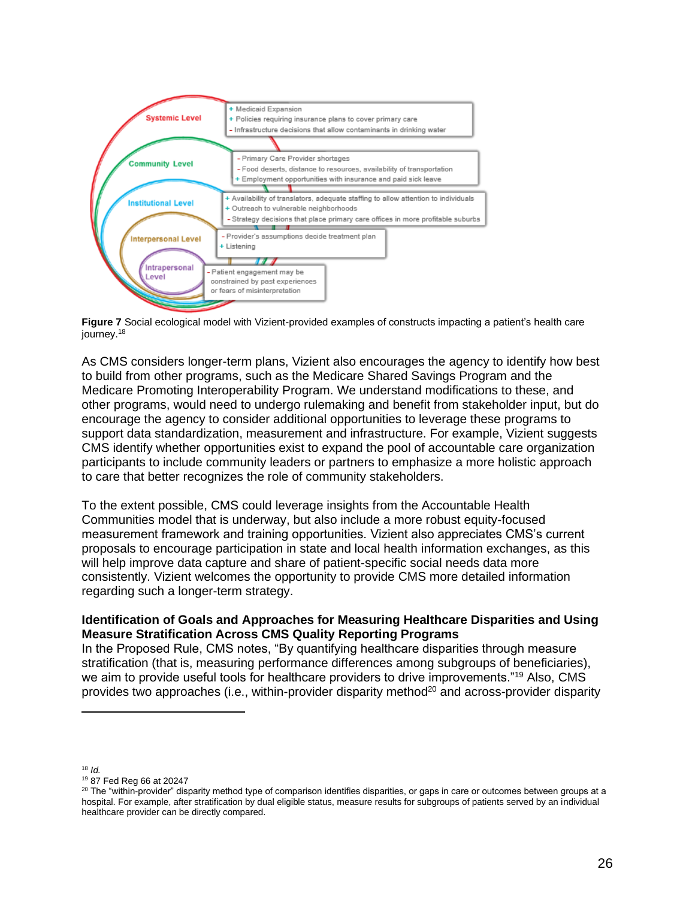**Systemic Level**
- + Medicaid Expansion
- + Policies requiring insurance plans to cover primary care
- - Infrastructure decisions that allow contaminants in drinking water

**Community Level**
- - Primary Care Provider shortages
- - Food deserts, distance to resources, availability of transportation
- + Employment opportunities with insurance and paid sick leave

**Institutional Level**
- + Availability of translators, adequate staffing to allow attention to individuals
- + Outreach to vulnerable neighborhoods
- - Strategy decisions that place primary care offices in more profitable suburbs

**Interpersonal Level**
- - Provider's assumptions decide treatment plan
- + Listening

**Intrapersonal Level**
- - Patient engagement may be constrained by past experiences or fears of misinterpretation

**Figure 7** Social ecological model with Vizient-provided examples of constructs impacting a patient's health care journey.[18]

As CMS considers longer-term plans, Vizient also encourages the agency to identify how best to build from other programs, such as the Medicare Shared Savings Program and the Medicare Promoting Interoperability Program. We understand modifications to these, and other programs, would need to undergo rulemaking and benefit from stakeholder input, but do encourage the agency to consider additional opportunities to leverage these programs to support data standardization, measurement and infrastructure. For example, Vizient suggests CMS identify whether opportunities exist to expand the pool of accountable care organization participants to include community leaders or partners to emphasize a more holistic approach to care that better recognizes the role of community stakeholders.

To the extent possible, CMS could leverage insights from the Accountable Health Communities model that is underway, but also include a more robust equity-focused measurement framework and training opportunities. Vizient also appreciates CMS's current proposals to encourage participation in state and local health information exchanges, as this will help improve data capture and share of patient-specific social needs data more consistently. Vizient welcomes the opportunity to provide CMS more detailed information regarding such a longer-term strategy.

**Identification of Goals and Approaches for Measuring Healthcare Disparities and Using Measure Stratification Across CMS Quality Reporting Programs**

In the Proposed Rule, CMS notes, "By quantifying healthcare disparities through measure stratification (that is, measuring performance differences among subgroups of beneficiaries), we aim to provide useful tools for healthcare providers to drive improvements."[19] Also, CMS provides two approaches (i.e., within-provider disparity method[20] and across-provider disparity

---

[18] *Id.*

[19] 87 Fed Reg 66 at 20247

[20] The "within-provider" disparity method type of comparison identifies disparities, or gaps in care or outcomes between groups at a hospital. For example, after stratification by dual eligible status, measure results for subgroups of patients served by an individual healthcare provider can be directly compared.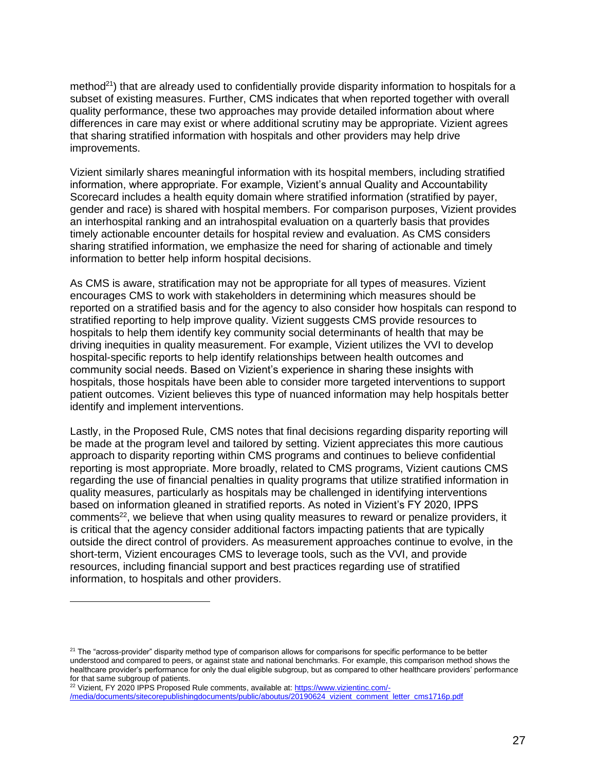method[21]) that are already used to confidentially provide disparity information to hospitals for a subset of existing measures. Further, CMS indicates that when reported together with overall quality performance, these two approaches may provide detailed information about where differences in care may exist or where additional scrutiny may be appropriate. Vizient agrees that sharing stratified information with hospitals and other providers may help drive improvements.

Vizient similarly shares meaningful information with its hospital members, including stratified information, where appropriate. For example, Vizient's annual Quality and Accountability Scorecard includes a health equity domain where stratified information (stratified by payer, gender and race) is shared with hospital members. For comparison purposes, Vizient provides an interhospital ranking and an intrahospital evaluation on a quarterly basis that provides timely actionable encounter details for hospital review and evaluation. As CMS considers sharing stratified information, we emphasize the need for sharing of actionable and timely information to better help inform hospital decisions.

As CMS is aware, stratification may not be appropriate for all types of measures. Vizient encourages CMS to work with stakeholders in determining which measures should be reported on a stratified basis and for the agency to also consider how hospitals can respond to stratified reporting to help improve quality. Vizient suggests CMS provide resources to hospitals to help them identify key community social determinants of health that may be driving inequities in quality measurement. For example, Vizient utilizes the VVI to develop hospital-specific reports to help identify relationships between health outcomes and community social needs. Based on Vizient's experience in sharing these insights with hospitals, those hospitals have been able to consider more targeted interventions to support patient outcomes. Vizient believes this type of nuanced information may help hospitals better identify and implement interventions.

Lastly, in the Proposed Rule, CMS notes that final decisions regarding disparity reporting will be made at the program level and tailored by setting. Vizient appreciates this more cautious approach to disparity reporting within CMS programs and continues to believe confidential reporting is most appropriate. More broadly, related to CMS programs, Vizient cautions CMS regarding the use of financial penalties in quality programs that utilize stratified information in quality measures, particularly as hospitals may be challenged in identifying interventions based on information gleaned in stratified reports. As noted in Vizient's FY 2020, IPPS comments[22], we believe that when using quality measures to reward or penalize providers, it is critical that the agency consider additional factors impacting patients that are typically outside the direct control of providers. As measurement approaches continue to evolve, in the short-term, Vizient encourages CMS to leverage tools, such as the VVI, and provide resources, including financial support and best practices regarding use of stratified information, to hospitals and other providers.

---

[21] The "across-provider" disparity method type of comparison allows for comparisons for specific performance to be better understood and compared to peers, or against state and national benchmarks. For example, this comparison method shows the healthcare provider's performance for only the dual eligible subgroup, but as compared to other healthcare providers' performance for that same subgroup of patients.

[22] Vizient, FY 2020 IPPS Proposed Rule comments, available at: https://www.vizientinc.com/-/media/documents/sitecorepublishingdocuments/public/aboutus/20190624_vizient_comment_letter_cms1716p.pdf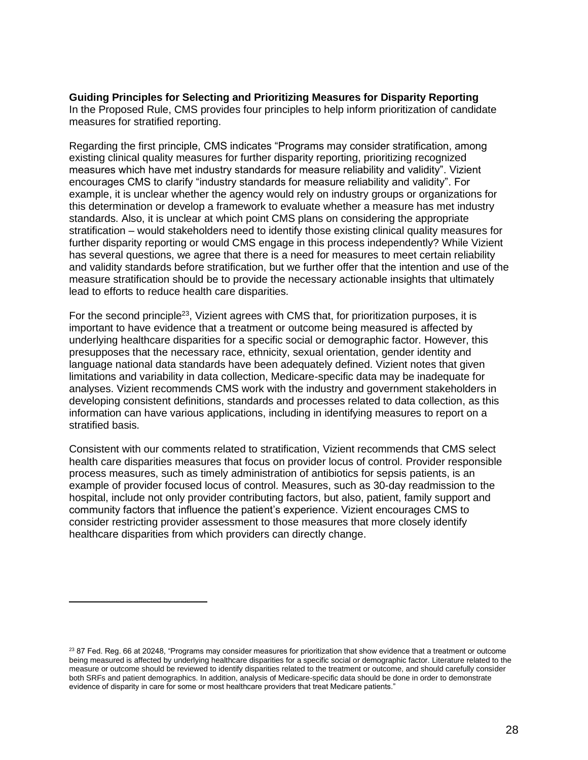**Guiding Principles for Selecting and Prioritizing Measures for Disparity Reporting**
In the Proposed Rule, CMS provides four principles to help inform prioritization of candidate measures for stratified reporting.

Regarding the first principle, CMS indicates "Programs may consider stratification, among existing clinical quality measures for further disparity reporting, prioritizing recognized measures which have met industry standards for measure reliability and validity". Vizient encourages CMS to clarify "industry standards for measure reliability and validity". For example, it is unclear whether the agency would rely on industry groups or organizations for this determination or develop a framework to evaluate whether a measure has met industry standards. Also, it is unclear at which point CMS plans on considering the appropriate stratification – would stakeholders need to identify those existing clinical quality measures for further disparity reporting or would CMS engage in this process independently? While Vizient has several questions, we agree that there is a need for measures to meet certain reliability and validity standards before stratification, but we further offer that the intention and use of the measure stratification should be to provide the necessary actionable insights that ultimately lead to efforts to reduce health care disparities.

For the second principle[23], Vizient agrees with CMS that, for prioritization purposes, it is important to have evidence that a treatment or outcome being measured is affected by underlying healthcare disparities for a specific social or demographic factor. However, this presupposes that the necessary race, ethnicity, sexual orientation, gender identity and language national data standards have been adequately defined. Vizient notes that given limitations and variability in data collection, Medicare-specific data may be inadequate for analyses. Vizient recommends CMS work with the industry and government stakeholders in developing consistent definitions, standards and processes related to data collection, as this information can have various applications, including in identifying measures to report on a stratified basis.

Consistent with our comments related to stratification, Vizient recommends that CMS select health care disparities measures that focus on provider locus of control. Provider responsible process measures, such as timely administration of antibiotics for sepsis patients, is an example of provider focused locus of control. Measures, such as 30-day readmission to the hospital, include not only provider contributing factors, but also, patient, family support and community factors that influence the patient's experience. Vizient encourages CMS to consider restricting provider assessment to those measures that more closely identify healthcare disparities from which providers can directly change.

---

[23] 87 Fed. Reg. 66 at 20248, "Programs may consider measures for prioritization that show evidence that a treatment or outcome being measured is affected by underlying healthcare disparities for a specific social or demographic factor. Literature related to the measure or outcome should be reviewed to identify disparities related to the treatment or outcome, and should carefully consider both SRFs and patient demographics. In addition, analysis of Medicare-specific data should be done in order to demonstrate evidence of disparity in care for some or most healthcare providers that treat Medicare patients."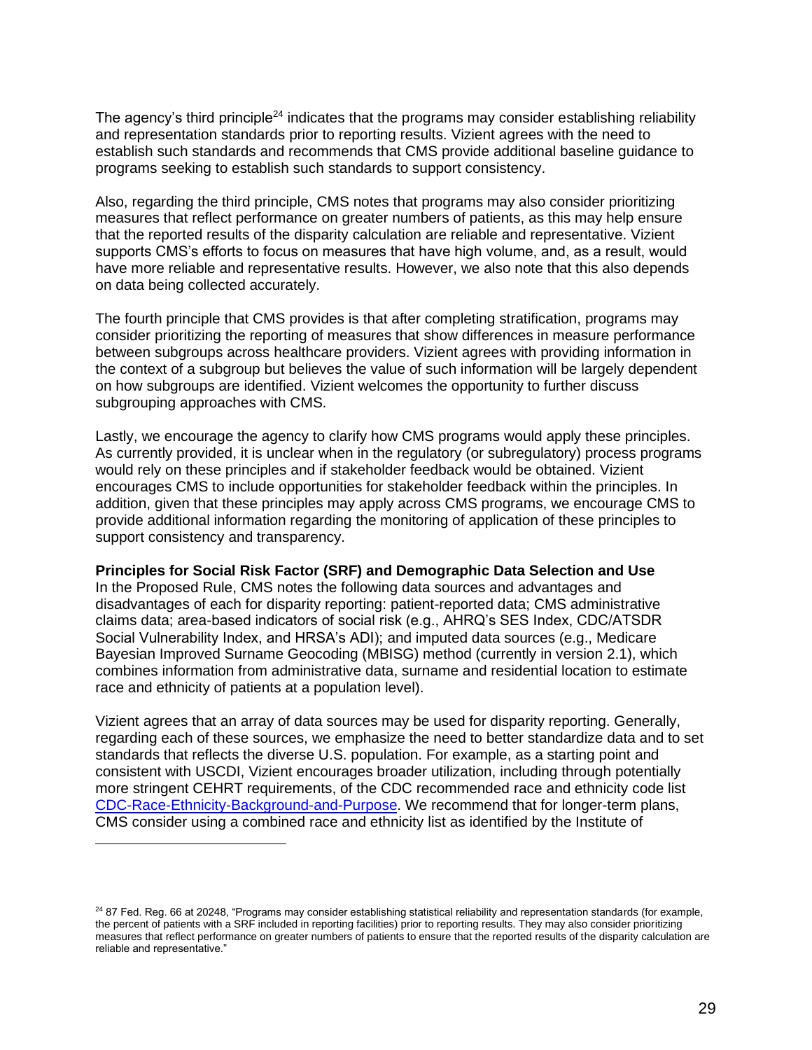The agency's third principle[24] indicates that the programs may consider establishing reliability and representation standards prior to reporting results. Vizient agrees with the need to establish such standards and recommends that CMS provide additional baseline guidance to programs seeking to establish such standards to support consistency.

Also, regarding the third principle, CMS notes that programs may also consider prioritizing measures that reflect performance on greater numbers of patients, as this may help ensure that the reported results of the disparity calculation are reliable and representative. Vizient supports CMS's efforts to focus on measures that have high volume, and, as a result, would have more reliable and representative results. However, we also note that this also depends on data being collected accurately.

The fourth principle that CMS provides is that after completing stratification, programs may consider prioritizing the reporting of measures that show differences in measure performance between subgroups across healthcare providers. Vizient agrees with providing information in the context of a subgroup but believes the value of such information will be largely dependent on how subgroups are identified. Vizient welcomes the opportunity to further discuss subgrouping approaches with CMS.

Lastly, we encourage the agency to clarify how CMS programs would apply these principles. As currently provided, it is unclear when in the regulatory (or subregulatory) process programs would rely on these principles and if stakeholder feedback would be obtained. Vizient encourages CMS to include opportunities for stakeholder feedback within the principles. In addition, given that these principles may apply across CMS programs, we encourage CMS to provide additional information regarding the monitoring of application of these principles to support consistency and transparency.

**Principles for Social Risk Factor (SRF) and Demographic Data Selection and Use**
In the Proposed Rule, CMS notes the following data sources and advantages and disadvantages of each for disparity reporting: patient-reported data; CMS administrative claims data; area-based indicators of social risk (e.g., AHRQ's SES Index, CDC/ATSDR Social Vulnerability Index, and HRSA's ADI); and imputed data sources (e.g., Medicare Bayesian Improved Surname Geocoding (MBISG) method (currently in version 2.1), which combines information from administrative data, surname and residential location to estimate race and ethnicity of patients at a population level).

Vizient agrees that an array of data sources may be used for disparity reporting. Generally, regarding each of these sources, we emphasize the need to better standardize data and to set standards that reflects the diverse U.S. population. For example, as a starting point and consistent with USCDI, Vizient encourages broader utilization, including through potentially more stringent CEHRT requirements, of the CDC recommended race and ethnicity code list [CDC-Race-Ethnicity-Background-and-Purpose](CDC-Race-Ethnicity-Background-and-Purpose). We recommend that for longer-term plans, CMS consider using a combined race and ethnicity list as identified by the Institute of

---

[24] 87 Fed. Reg. 66 at 20248, "Programs may consider establishing statistical reliability and representation standards (for example, the percent of patients with a SRF included in reporting facilities) prior to reporting results. They may also consider prioritizing measures that reflect performance on greater numbers of patients to ensure that the reported results of the disparity calculation are reliable and representative."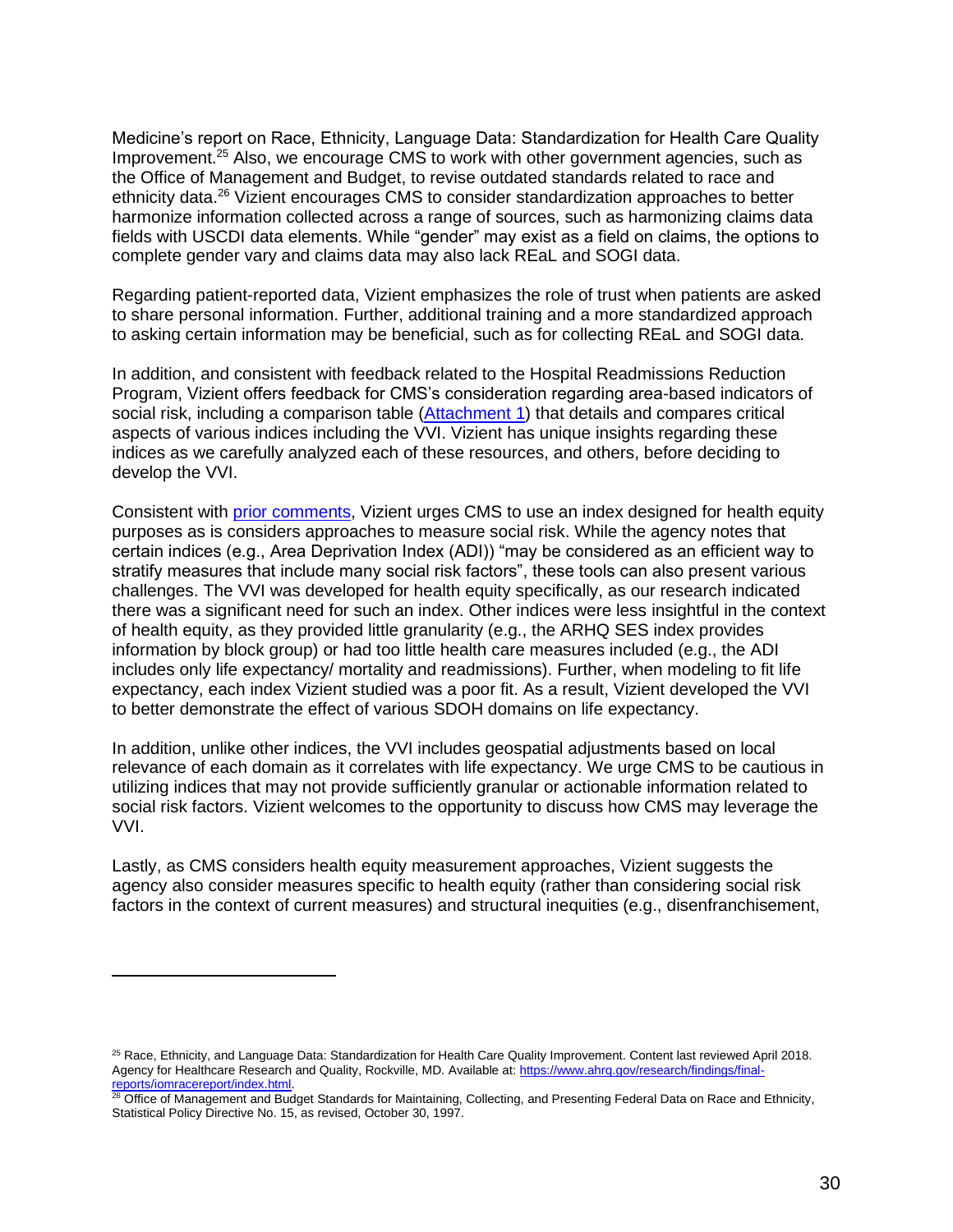Medicine's report on Race, Ethnicity, Language Data: Standardization for Health Care Quality Improvement.[25] Also, we encourage CMS to work with other government agencies, such as the Office of Management and Budget, to revise outdated standards related to race and ethnicity data.[26] Vizient encourages CMS to consider standardization approaches to better harmonize information collected across a range of sources, such as harmonizing claims data fields with USCDI data elements. While "gender" may exist as a field on claims, the options to complete gender vary and claims data may also lack REaL and SOGI data.

Regarding patient-reported data, Vizient emphasizes the role of trust when patients are asked to share personal information. Further, additional training and a more standardized approach to asking certain information may be beneficial, such as for collecting REaL and SOGI data.

In addition, and consistent with feedback related to the Hospital Readmissions Reduction Program, Vizient offers feedback for CMS's consideration regarding area-based indicators of social risk, including a comparison table ([Attachment 1]()) that details and compares critical aspects of various indices including the VVI. Vizient has unique insights regarding these indices as we carefully analyzed each of these resources, and others, before deciding to develop the VVI.

Consistent with [prior comments](), Vizient urges CMS to use an index designed for health equity purposes as is considers approaches to measure social risk. While the agency notes that certain indices (e.g., Area Deprivation Index (ADI)) "may be considered as an efficient way to stratify measures that include many social risk factors", these tools can also present various challenges. The VVI was developed for health equity specifically, as our research indicated there was a significant need for such an index. Other indices were less insightful in the context of health equity, as they provided little granularity (e.g., the ARHQ SES index provides information by block group) or had too little health care measures included (e.g., the ADI includes only life expectancy/ mortality and readmissions). Further, when modeling to fit life expectancy, each index Vizient studied was a poor fit. As a result, Vizient developed the VVI to better demonstrate the effect of various SDOH domains on life expectancy.

In addition, unlike other indices, the VVI includes geospatial adjustments based on local relevance of each domain as it correlates with life expectancy. We urge CMS to be cautious in utilizing indices that may not provide sufficiently granular or actionable information related to social risk factors. Vizient welcomes to the opportunity to discuss how CMS may leverage the VVI.

Lastly, as CMS considers health equity measurement approaches, Vizient suggests the agency also consider measures specific to health equity (rather than considering social risk factors in the context of current measures) and structural inequities (e.g., disenfranchisement,

---

[25] Race, Ethnicity, and Language Data: Standardization for Health Care Quality Improvement. Content last reviewed April 2018. Agency for Healthcare Research and Quality, Rockville, MD. Available at: [https://www.ahrq.gov/research/findings/final-reports/iomracereport/index.html](https://www.ahrq.gov/research/findings/final-reports/iomracereport/index.html).

[26] Office of Management and Budget Standards for Maintaining, Collecting, and Presenting Federal Data on Race and Ethnicity, Statistical Policy Directive No. 15, as revised, October 30, 1997.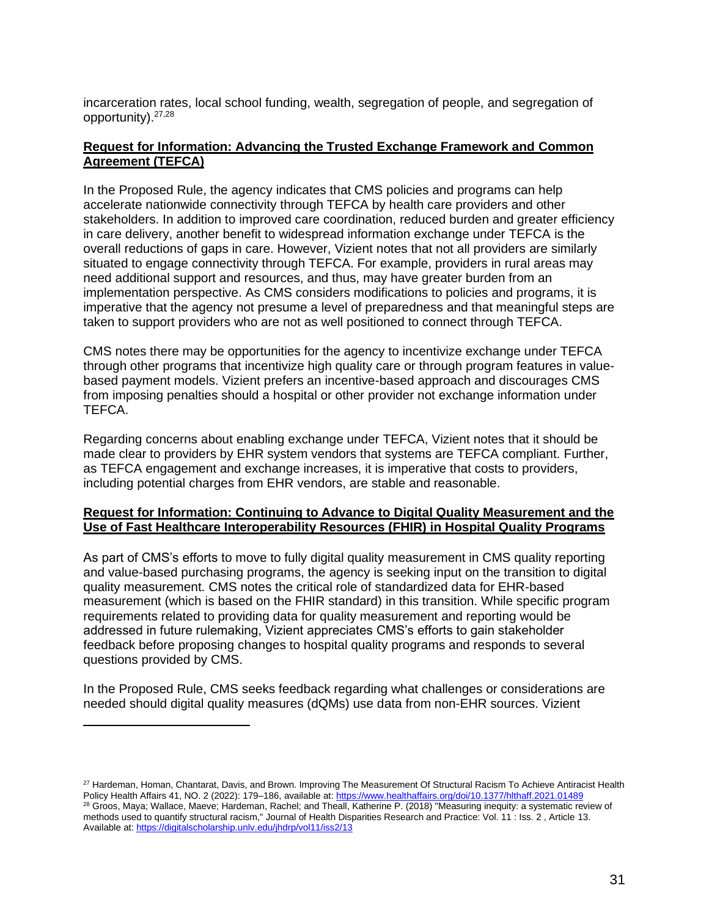incarceration rates, local school funding, wealth, segregation of people, and segregation of opportunity).[27,28]

**Request for Information: Advancing the Trusted Exchange Framework and Common Agreement (TEFCA)**

In the Proposed Rule, the agency indicates that CMS policies and programs can help accelerate nationwide connectivity through TEFCA by health care providers and other stakeholders. In addition to improved care coordination, reduced burden and greater efficiency in care delivery, another benefit to widespread information exchange under TEFCA is the overall reductions of gaps in care. However, Vizient notes that not all providers are similarly situated to engage connectivity through TEFCA. For example, providers in rural areas may need additional support and resources, and thus, may have greater burden from an implementation perspective. As CMS considers modifications to policies and programs, it is imperative that the agency not presume a level of preparedness and that meaningful steps are taken to support providers who are not as well positioned to connect through TEFCA.

CMS notes there may be opportunities for the agency to incentivize exchange under TEFCA through other programs that incentivize high quality care or through program features in value-based payment models. Vizient prefers an incentive-based approach and discourages CMS from imposing penalties should a hospital or other provider not exchange information under TEFCA.

Regarding concerns about enabling exchange under TEFCA, Vizient notes that it should be made clear to providers by EHR system vendors that systems are TEFCA compliant. Further, as TEFCA engagement and exchange increases, it is imperative that costs to providers, including potential charges from EHR vendors, are stable and reasonable.

**Request for Information: Continuing to Advance to Digital Quality Measurement and the Use of Fast Healthcare Interoperability Resources (FHIR) in Hospital Quality Programs**

As part of CMS's efforts to move to fully digital quality measurement in CMS quality reporting and value-based purchasing programs, the agency is seeking input on the transition to digital quality measurement. CMS notes the critical role of standardized data for EHR-based measurement (which is based on the FHIR standard) in this transition. While specific program requirements related to providing data for quality measurement and reporting would be addressed in future rulemaking, Vizient appreciates CMS's efforts to gain stakeholder feedback before proposing changes to hospital quality programs and responds to several questions provided by CMS.

In the Proposed Rule, CMS seeks feedback regarding what challenges or considerations are needed should digital quality measures (dQMs) use data from non-EHR sources. Vizient

---

[27] Hardeman, Homan, Chantarat, Davis, and Brown. Improving The Measurement Of Structural Racism To Achieve Antiracist Health Policy Health Affairs 41, NO. 2 (2022): 179–186, available at: https://www.healthaffairs.org/doi/10.1377/hlthaff.2021.01489

[28] Groos, Maya; Wallace, Maeve; Hardeman, Rachel; and Theall, Katherine P. (2018) "Measuring inequity: a systematic review of methods used to quantify structural racism," Journal of Health Disparities Research and Practice: Vol. 11 : Iss. 2 , Article 13. Available at: https://digitalscholarship.unlv.edu/jhdrp/vol11/iss2/13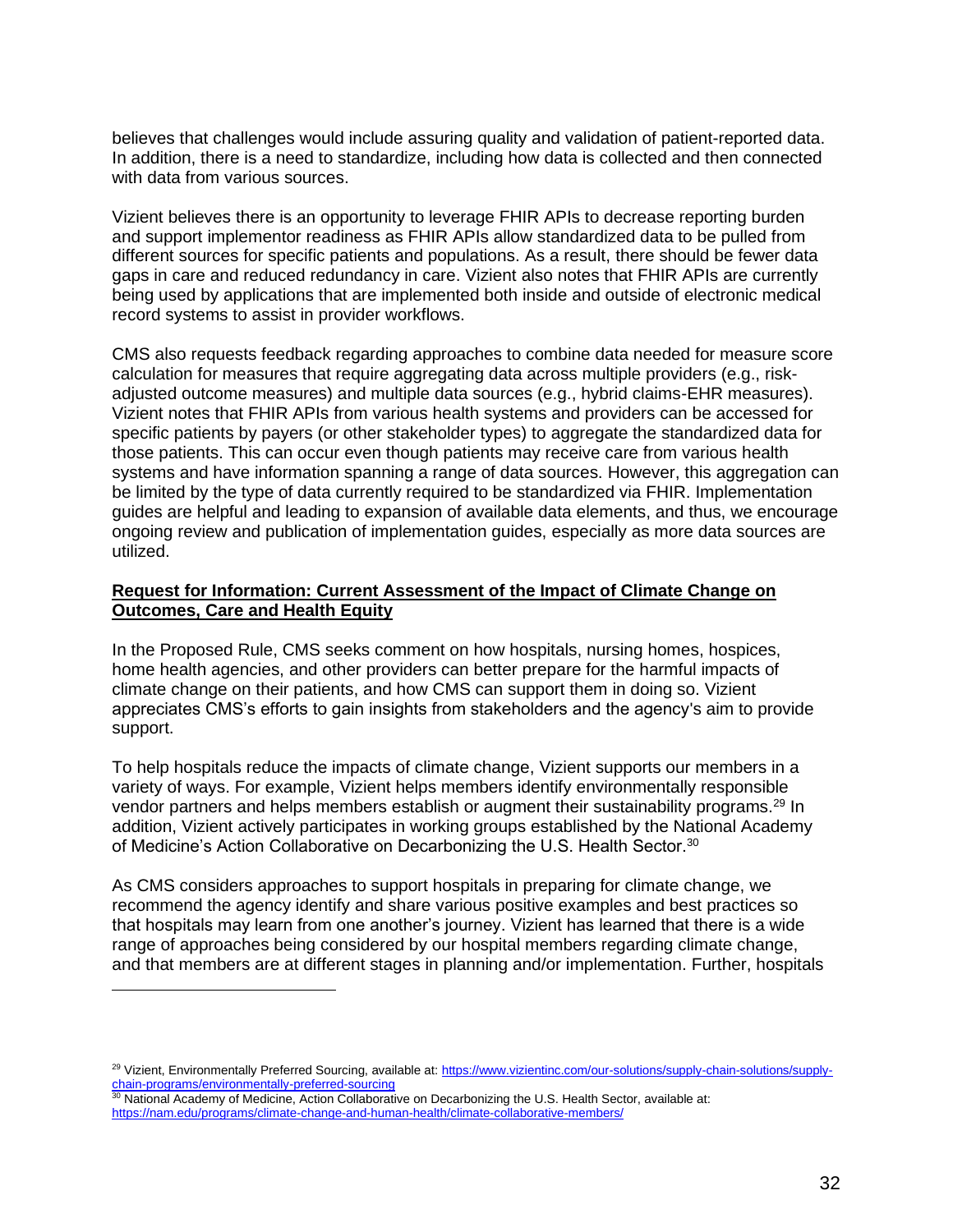believes that challenges would include assuring quality and validation of patient-reported data. In addition, there is a need to standardize, including how data is collected and then connected with data from various sources.

Vizient believes there is an opportunity to leverage FHIR APIs to decrease reporting burden and support implementor readiness as FHIR APIs allow standardized data to be pulled from different sources for specific patients and populations. As a result, there should be fewer data gaps in care and reduced redundancy in care. Vizient also notes that FHIR APIs are currently being used by applications that are implemented both inside and outside of electronic medical record systems to assist in provider workflows.

CMS also requests feedback regarding approaches to combine data needed for measure score calculation for measures that require aggregating data across multiple providers (e.g., risk-adjusted outcome measures) and multiple data sources (e.g., hybrid claims-EHR measures). Vizient notes that FHIR APIs from various health systems and providers can be accessed for specific patients by payers (or other stakeholder types) to aggregate the standardized data for those patients. This can occur even though patients may receive care from various health systems and have information spanning a range of data sources. However, this aggregation can be limited by the type of data currently required to be standardized via FHIR. Implementation guides are helpful and leading to expansion of available data elements, and thus, we encourage ongoing review and publication of implementation guides, especially as more data sources are utilized.

**Request for Information: Current Assessment of the Impact of Climate Change on Outcomes, Care and Health Equity**

In the Proposed Rule, CMS seeks comment on how hospitals, nursing homes, hospices, home health agencies, and other providers can better prepare for the harmful impacts of climate change on their patients, and how CMS can support them in doing so. Vizient appreciates CMS's efforts to gain insights from stakeholders and the agency's aim to provide support.

To help hospitals reduce the impacts of climate change, Vizient supports our members in a variety of ways. For example, Vizient helps members identify environmentally responsible vendor partners and helps members establish or augment their sustainability programs.[29] In addition, Vizient actively participates in working groups established by the National Academy of Medicine's Action Collaborative on Decarbonizing the U.S. Health Sector.[30]

As CMS considers approaches to support hospitals in preparing for climate change, we recommend the agency identify and share various positive examples and best practices so that hospitals may learn from one another's journey. Vizient has learned that there is a wide range of approaches being considered by our hospital members regarding climate change, and that members are at different stages in planning and/or implementation. Further, hospitals

---

[29] Vizient, Environmentally Preferred Sourcing, available at: https://www.vizientinc.com/our-solutions/supply-chain-solutions/supply-chain-programs/environmentally-preferred-sourcing

[30] National Academy of Medicine, Action Collaborative on Decarbonizing the U.S. Health Sector, available at: https://nam.edu/programs/climate-change-and-human-health/climate-collaborative-members/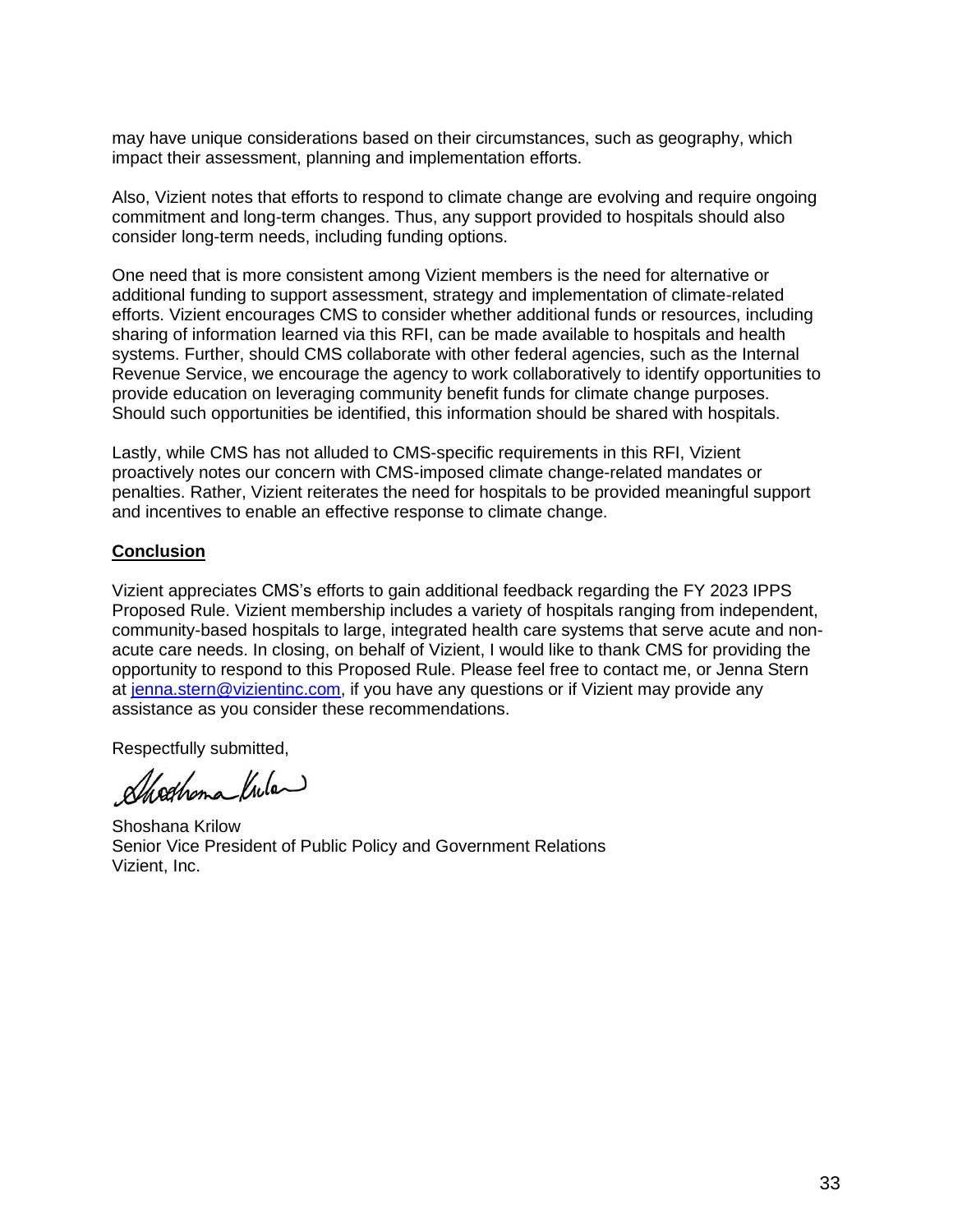may have unique considerations based on their circumstances, such as geography, which impact their assessment, planning and implementation efforts.

Also, Vizient notes that efforts to respond to climate change are evolving and require ongoing commitment and long-term changes. Thus, any support provided to hospitals should also consider long-term needs, including funding options.

One need that is more consistent among Vizient members is the need for alternative or additional funding to support assessment, strategy and implementation of climate-related efforts. Vizient encourages CMS to consider whether additional funds or resources, including sharing of information learned via this RFI, can be made available to hospitals and health systems. Further, should CMS collaborate with other federal agencies, such as the Internal Revenue Service, we encourage the agency to work collaboratively to identify opportunities to provide education on leveraging community benefit funds for climate change purposes. Should such opportunities be identified, this information should be shared with hospitals.

Lastly, while CMS has not alluded to CMS-specific requirements in this RFI, Vizient proactively notes our concern with CMS-imposed climate change-related mandates or penalties. Rather, Vizient reiterates the need for hospitals to be provided meaningful support and incentives to enable an effective response to climate change.

**Conclusion**

Vizient appreciates CMS's efforts to gain additional feedback regarding the FY 2023 IPPS Proposed Rule. Vizient membership includes a variety of hospitals ranging from independent, community-based hospitals to large, integrated health care systems that serve acute and non-acute care needs. In closing, on behalf of Vizient, I would like to thank CMS for providing the opportunity to respond to this Proposed Rule. Please feel free to contact me, or Jenna Stern at jenna.stern@vizientinc.com, if you have any questions or if Vizient may provide any assistance as you consider these recommendations.

Respectfully submitted,

Shoshana Krilow
Senior Vice President of Public Policy and Government Relations
Vizient, Inc.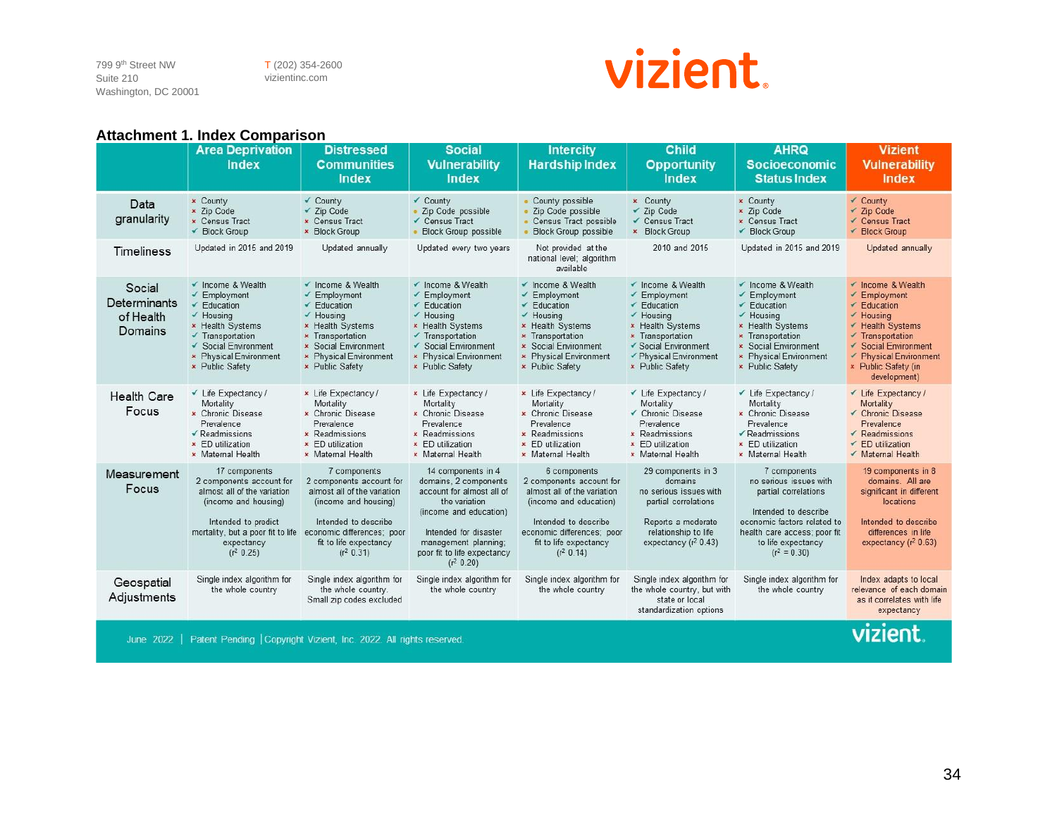799 9th Street NW
Suite 210
Washington, DC 20001

T (202) 354-2600
vizientinc.com

vizient

## Attachment 1. Index Comparison

| | Area Deprivation Index | Distressed Communities Index | Social Vulnerability Index | Intercity Hardship Index | Child Opportunity Index | AHRQ Socioeconomic Status Index | Vizient Vulnerability Index |
|---|---|---|---|---|---|---|---|
| Data granularity | × County<br>× Zip Code<br>× Census Tract<br>✓ Block Group | ✓ County<br>✓ Zip Code<br>× Census Tract<br>× Block Group | ✓ County<br>• Zip Code possible<br>✓ Census Tract<br>• Block Group possible | • County possible<br>• Zip Code possible<br>• Census Tract possible<br>• Block Group possible | × County<br>✓ Zip Code<br>✓ Census Tract<br>× Block Group | × County<br>× Zip Code<br>× Census Tract<br>✓ Block Group | ✓ County<br>✓ Zip Code<br>✓ Census Tract<br>✓ Block Group |
| Timeliness | Updated in 2015 and 2019 | Updated annually | Updated every two years | Not provided at the national level; algorithm available | 2010 and 2015 | Updated in 2015 and 2019 | Updated annually |
| Social Determinants of Health Domains | ✓ Income & Wealth<br>✓ Employment<br>✓ Education<br>✓ Housing<br>× Health Systems<br>✓ Transportation<br>✓ Social Environment<br>× Physical Environment<br>× Public Safety | ✓ Income & Wealth<br>✓ Employment<br>✓ Education<br>✓ Housing<br>× Health Systems<br>× Transportation<br>× Social Environment<br>× Physical Environment<br>× Public Safety | ✓ Income & Wealth<br>✓ Employment<br>✓ Education<br>✓ Housing<br>× Health Systems<br>✓ Transportation<br>✓ Social Environment<br>× Physical Environment<br>× Public Safety | ✓ Income & Wealth<br>✓ Employment<br>✓ Education<br>✓ Housing<br>× Health Systems<br>× Transportation<br>× Social Environment<br>× Physical Environment<br>× Public Safety | ✓ Income & Wealth<br>✓ Employment<br>✓ Education<br>✓ Housing<br>× Health Systems<br>× Transportation<br>✓ Social Environment<br>✓ Physical Environment<br>× Public Safety | ✓ Income & Wealth<br>✓ Employment<br>✓ Education<br>✓ Housing<br>× Health Systems<br>× Transportation<br>× Social Environment<br>× Physical Environment<br>× Public Safety | ✓ Income & Wealth<br>✓ Employment<br>✓ Education<br>✓ Housing<br>✓ Health Systems<br>✓ Transportation<br>✓ Social Environment<br>✓ Physical Environment<br>× Public Safety (in development) |
| Health Care Focus | ✓ Life Expectancy / Mortality<br>× Chronic Disease Prevalence<br>✓ Readmissions<br>× ED utilization<br>× Maternal Health | × Life Expectancy / Mortality<br>× Chronic Disease Prevalence<br>× Readmissions<br>× ED utilization<br>× Maternal Health | × Life Expectancy / Mortality<br>× Chronic Disease Prevalence<br>× Readmissions<br>× ED utilization<br>× Maternal Health | × Life Expectancy / Mortality<br>× Chronic Disease Prevalence<br>× Readmissions<br>× ED utilization<br>× Maternal Health | ✓ Life Expectancy / Mortality<br>✓ Chronic Disease Prevalence<br>× Readmissions<br>× ED utilization<br>× Maternal Health | ✓ Life Expectancy / Mortality<br>× Chronic Disease Prevalence<br>✓ Readmissions<br>× ED utilization<br>× Maternal Health | ✓ Life Expectancy / Mortality<br>✓ Chronic Disease Prevalence<br>✓ Readmissions<br>✓ ED utilization<br>✓ Maternal Health |
| Measurement Focus | 17 components<br>2 components account for almost all of the variation (income and housing)<br><br>Intended to predict mortality, but a poor fit to life expectancy ($r^2$ 0.25) | 7 components<br>2 components account for almost all of the variation (income and housing)<br><br>Intended to describe economic differences; poor fit to life expectancy ($r^2$ 0.31) | 14 components in 4 domains, 2 components account for almost all of the variation (income and education)<br><br>Intended for disaster management planning; poor fit to life expectancy ($r^2$ 0.20) | 6 components<br>2 components account for almost all of the variation (income and education)<br><br>Intended to describe economic differences; poor fit to life expectancy ($r^2$ 0.14) | 29 components in 3 domains<br>no serious issues with partial correlations<br><br>Reports a moderate relationship to life expectancy ($r^2$ 0.43) | 7 components<br>no serious issues with partial correlations<br><br>Intended to describe economic factors related to health care access; poor fit to life expectancy ($r^2$ = 0.30) | 19 components in 8 domains. All are significant in different locations<br><br>Intended to describe differences in life expectancy ($r^2$ 0.53) |
| Geospatial Adjustments | Single index algorithm for the whole country | Single index algorithm for the whole country. Small zip codes excluded | Single index algorithm for the whole country | Single index algorithm for the whole country | Single index algorithm for the whole country, but with state or local standardization options | Single index algorithm for the whole country | Index adapts to local relevance of each domain as it correlates with life expectancy |

June 2022 | Patent Pending | Copyright Vizient, Inc. 2022. All rights reserved.

vizient.